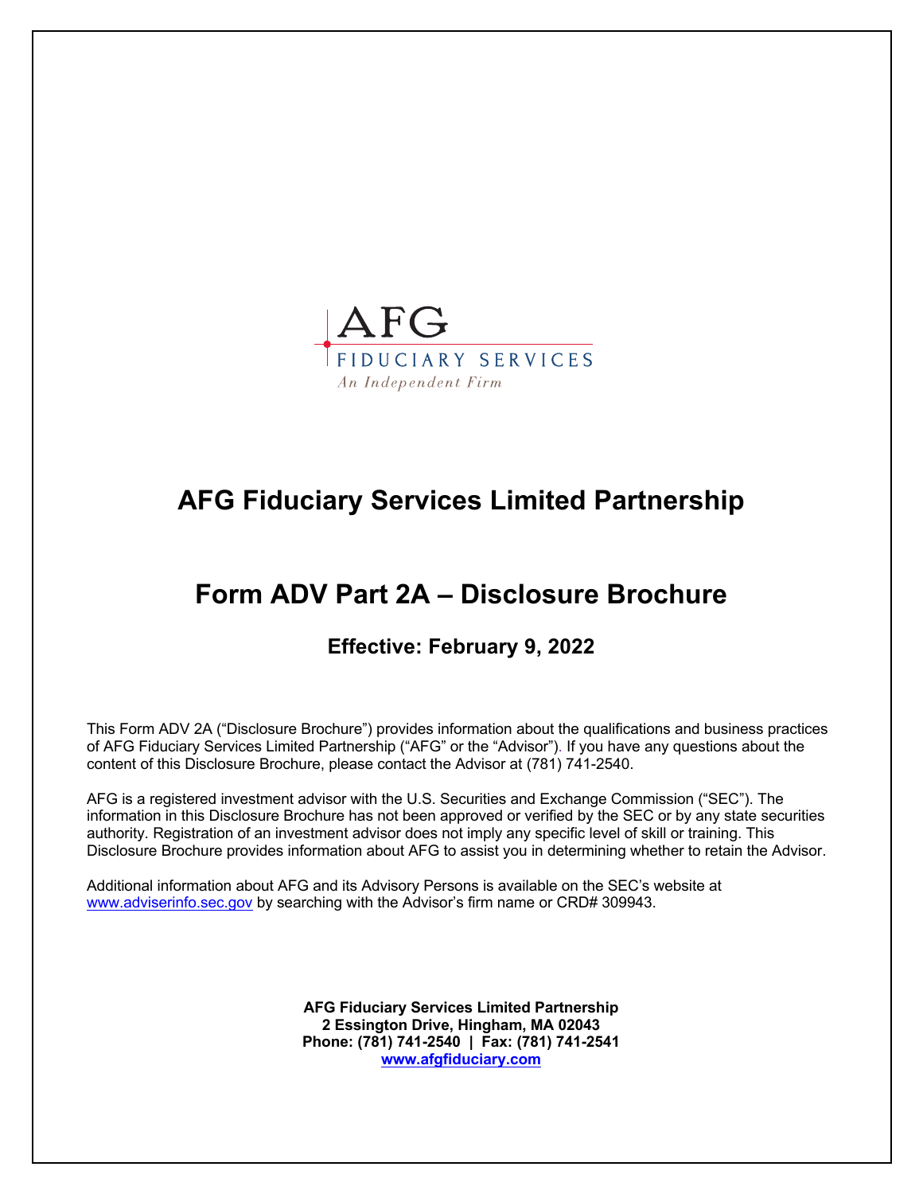AFG
FIDUCIARY SERVICES
*An Independent Firm*

# AFG Fiduciary Services Limited Partnership

# Form ADV Part 2A – Disclosure Brochure

### Effective: February 9, 2022

This Form ADV 2A ("Disclosure Brochure") provides information about the qualifications and business practices of AFG Fiduciary Services Limited Partnership ("AFG" or the "Advisor"). If you have any questions about the content of this Disclosure Brochure, please contact the Advisor at (781) 741-2540.

AFG is a registered investment advisor with the U.S. Securities and Exchange Commission ("SEC"). The information in this Disclosure Brochure has not been approved or verified by the SEC or by any state securities authority. Registration of an investment advisor does not imply any specific level of skill or training. This Disclosure Brochure provides information about AFG to assist you in determining whether to retain the Advisor.

Additional information about AFG and its Advisory Persons is available on the SEC's website at www.adviserinfo.sec.gov by searching with the Advisor's firm name or CRD# 309943.

**AFG Fiduciary Services Limited Partnership**
**2 Essington Drive, Hingham, MA 02043**
**Phone: (781) 741-2540 | Fax: (781) 741-2541**
**www.afgfiduciary.com**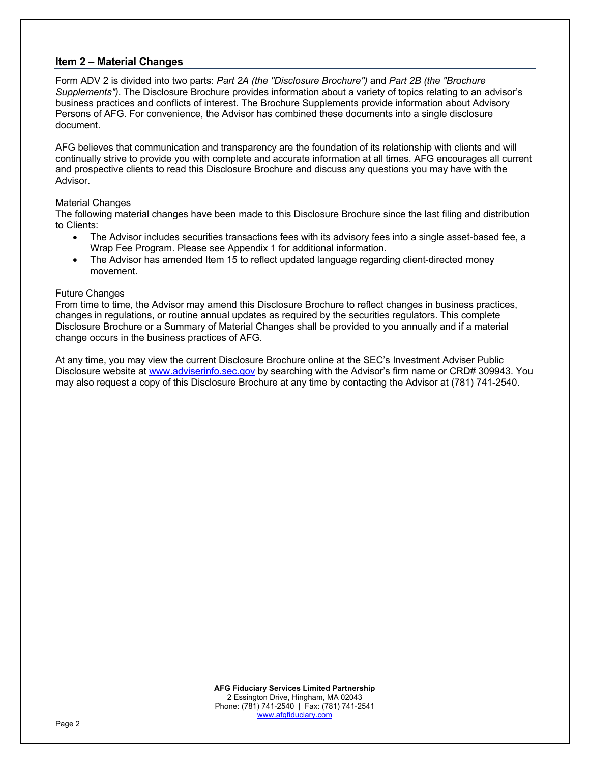## Item 2 – Material Changes

Form ADV 2 is divided into two parts: *Part 2A (the "Disclosure Brochure")* and *Part 2B (the "Brochure Supplements")*. The Disclosure Brochure provides information about a variety of topics relating to an advisor's business practices and conflicts of interest. The Brochure Supplements provide information about Advisory Persons of AFG. For convenience, the Advisor has combined these documents into a single disclosure document.

AFG believes that communication and transparency are the foundation of its relationship with clients and will continually strive to provide you with complete and accurate information at all times. AFG encourages all current and prospective clients to read this Disclosure Brochure and discuss any questions you may have with the Advisor.

<u>Material Changes</u>

The following material changes have been made to this Disclosure Brochure since the last filing and distribution to Clients:

- The Advisor includes securities transactions fees with its advisory fees into a single asset-based fee, a Wrap Fee Program. Please see Appendix 1 for additional information.
- The Advisor has amended Item 15 to reflect updated language regarding client-directed money movement.

<u>Future Changes</u>

From time to time, the Advisor may amend this Disclosure Brochure to reflect changes in business practices, changes in regulations, or routine annual updates as required by the securities regulators. This complete Disclosure Brochure or a Summary of Material Changes shall be provided to you annually and if a material change occurs in the business practices of AFG.

At any time, you may view the current Disclosure Brochure online at the SEC's Investment Adviser Public Disclosure website at [www.adviserinfo.sec.gov](http://www.adviserinfo.sec.gov) by searching with the Advisor's firm name or CRD# 309943. You may also request a copy of this Disclosure Brochure at any time by contacting the Advisor at (781) 741-2540.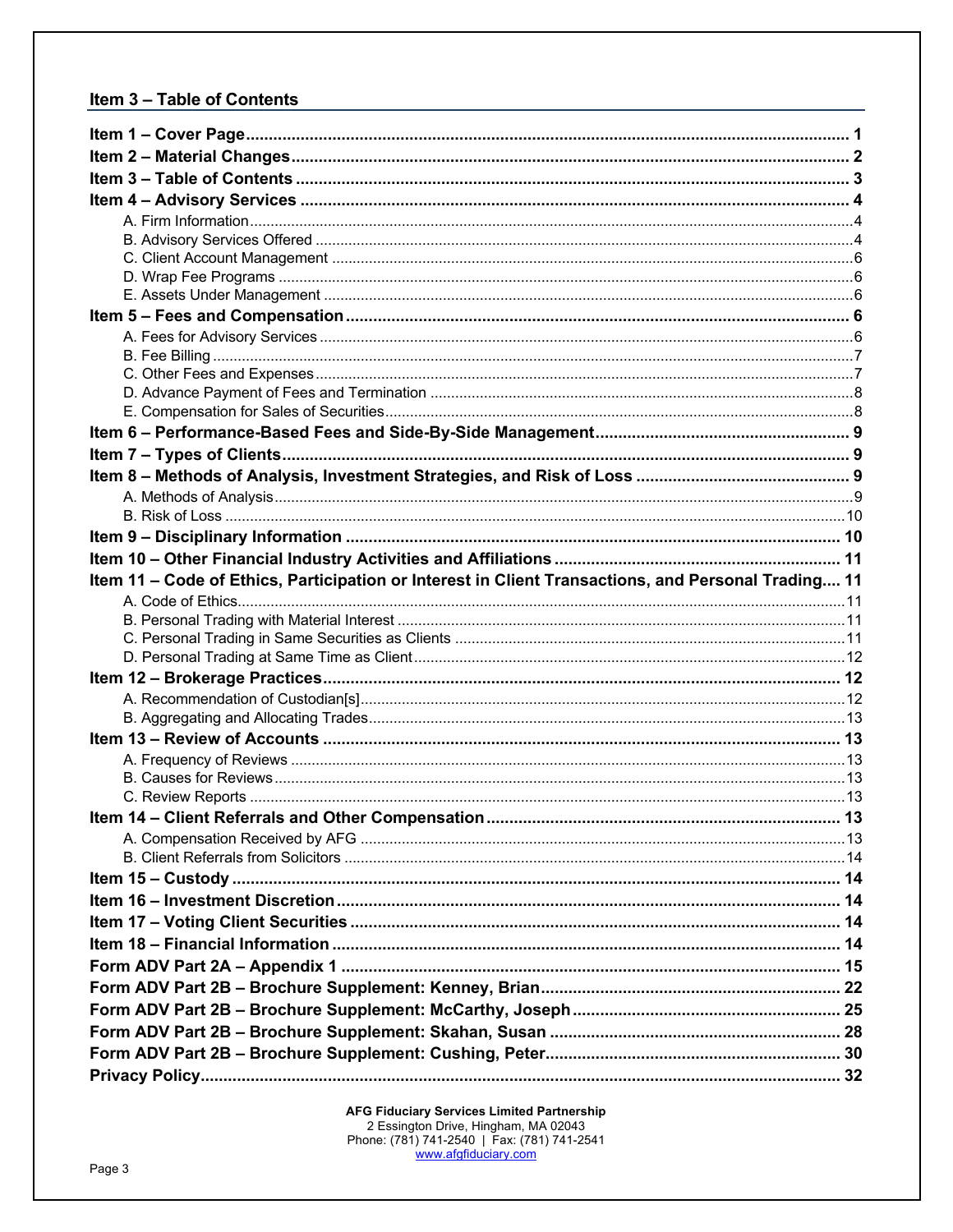## Item 3 – Table of Contents

**Item 1 – Cover Page** ........ **1**

**Item 2 – Material Changes** ........ **2**

**Item 3 – Table of Contents** ........ **3**

**Item 4 – Advisory Services** ........ **4**

- A. Firm Information ........ 4
- B. Advisory Services Offered ........ 4
- C. Client Account Management ........ 6
- D. Wrap Fee Programs ........ 6
- E. Assets Under Management ........ 6

**Item 5 – Fees and Compensation** ........ **6**

- A. Fees for Advisory Services ........ 6
- B. Fee Billing ........ 7
- C. Other Fees and Expenses ........ 7
- D. Advance Payment of Fees and Termination ........ 8
- E. Compensation for Sales of Securities ........ 8

**Item 6 – Performance-Based Fees and Side-By-Side Management** ........ **9**

**Item 7 – Types of Clients** ........ **9**

**Item 8 – Methods of Analysis, Investment Strategies, and Risk of Loss** ........ **9**

- A. Methods of Analysis ........ 9
- B. Risk of Loss ........ 10

**Item 9 – Disciplinary Information** ........ **10**

**Item 10 – Other Financial Industry Activities and Affiliations** ........ **11**

**Item 11 – Code of Ethics, Participation or Interest in Client Transactions, and Personal Trading** ........ **11**

- A. Code of Ethics ........ 11
- B. Personal Trading with Material Interest ........ 11
- C. Personal Trading in Same Securities as Clients ........ 11
- D. Personal Trading at Same Time as Client ........ 12

**Item 12 – Brokerage Practices** ........ **12**

- A. Recommendation of Custodian[s] ........ 12
- B. Aggregating and Allocating Trades ........ 13

**Item 13 – Review of Accounts** ........ **13**

- A. Frequency of Reviews ........ 13
- B. Causes for Reviews ........ 13
- C. Review Reports ........ 13

**Item 14 – Client Referrals and Other Compensation** ........ **13**

- A. Compensation Received by AFG ........ 13
- B. Client Referrals from Solicitors ........ 14

**Item 15 – Custody** ........ **14**

**Item 16 – Investment Discretion** ........ **14**

**Item 17 – Voting Client Securities** ........ **14**

**Item 18 – Financial Information** ........ **14**

**Form ADV Part 2A – Appendix 1** ........ **15**

**Form ADV Part 2B – Brochure Supplement: Kenney, Brian** ........ **22**

**Form ADV Part 2B – Brochure Supplement: McCarthy, Joseph** ........ **25**

**Form ADV Part 2B – Brochure Supplement: Skahan, Susan** ........ **28**

**Form ADV Part 2B – Brochure Supplement: Cushing, Peter** ........ **30**

**Privacy Policy** ........ **32**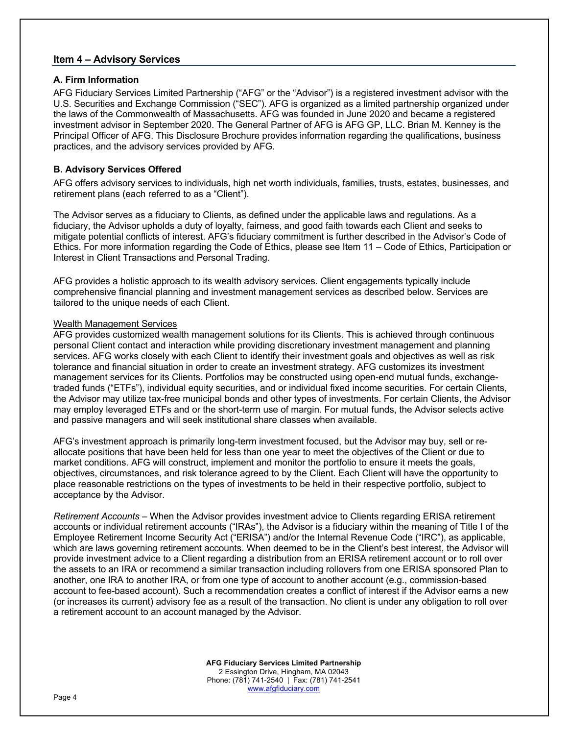## Item 4 – Advisory Services

### A. Firm Information

AFG Fiduciary Services Limited Partnership ("AFG" or the "Advisor") is a registered investment advisor with the U.S. Securities and Exchange Commission ("SEC"). AFG is organized as a limited partnership organized under the laws of the Commonwealth of Massachusetts. AFG was founded in June 2020 and became a registered investment advisor in September 2020. The General Partner of AFG is AFG GP, LLC. Brian M. Kenney is the Principal Officer of AFG. This Disclosure Brochure provides information regarding the qualifications, business practices, and the advisory services provided by AFG.

### B. Advisory Services Offered

AFG offers advisory services to individuals, high net worth individuals, families, trusts, estates, businesses, and retirement plans (each referred to as a "Client").

The Advisor serves as a fiduciary to Clients, as defined under the applicable laws and regulations. As a fiduciary, the Advisor upholds a duty of loyalty, fairness, and good faith towards each Client and seeks to mitigate potential conflicts of interest. AFG's fiduciary commitment is further described in the Advisor's Code of Ethics. For more information regarding the Code of Ethics, please see Item 11 – Code of Ethics, Participation or Interest in Client Transactions and Personal Trading.

AFG provides a holistic approach to its wealth advisory services. Client engagements typically include comprehensive financial planning and investment management services as described below. Services are tailored to the unique needs of each Client.

Wealth Management Services

AFG provides customized wealth management solutions for its Clients. This is achieved through continuous personal Client contact and interaction while providing discretionary investment management and planning services. AFG works closely with each Client to identify their investment goals and objectives as well as risk tolerance and financial situation in order to create an investment strategy. AFG customizes its investment management services for its Clients. Portfolios may be constructed using open-end mutual funds, exchange-traded funds ("ETFs"), individual equity securities, and or individual fixed income securities. For certain Clients, the Advisor may utilize tax-free municipal bonds and other types of investments. For certain Clients, the Advisor may employ leveraged ETFs and or the short-term use of margin. For mutual funds, the Advisor selects active and passive managers and will seek institutional share classes when available.

AFG's investment approach is primarily long-term investment focused, but the Advisor may buy, sell or re-allocate positions that have been held for less than one year to meet the objectives of the Client or due to market conditions. AFG will construct, implement and monitor the portfolio to ensure it meets the goals, objectives, circumstances, and risk tolerance agreed to by the Client. Each Client will have the opportunity to place reasonable restrictions on the types of investments to be held in their respective portfolio, subject to acceptance by the Advisor.

*Retirement Accounts* – When the Advisor provides investment advice to Clients regarding ERISA retirement accounts or individual retirement accounts ("IRAs"), the Advisor is a fiduciary within the meaning of Title I of the Employee Retirement Income Security Act ("ERISA") and/or the Internal Revenue Code ("IRC"), as applicable, which are laws governing retirement accounts. When deemed to be in the Client's best interest, the Advisor will provide investment advice to a Client regarding a distribution from an ERISA retirement account or to roll over the assets to an IRA or recommend a similar transaction including rollovers from one ERISA sponsored Plan to another, one IRA to another IRA, or from one type of account to another account (e.g., commission-based account to fee-based account). Such a recommendation creates a conflict of interest if the Advisor earns a new (or increases its current) advisory fee as a result of the transaction. No client is under any obligation to roll over a retirement account to an account managed by the Advisor.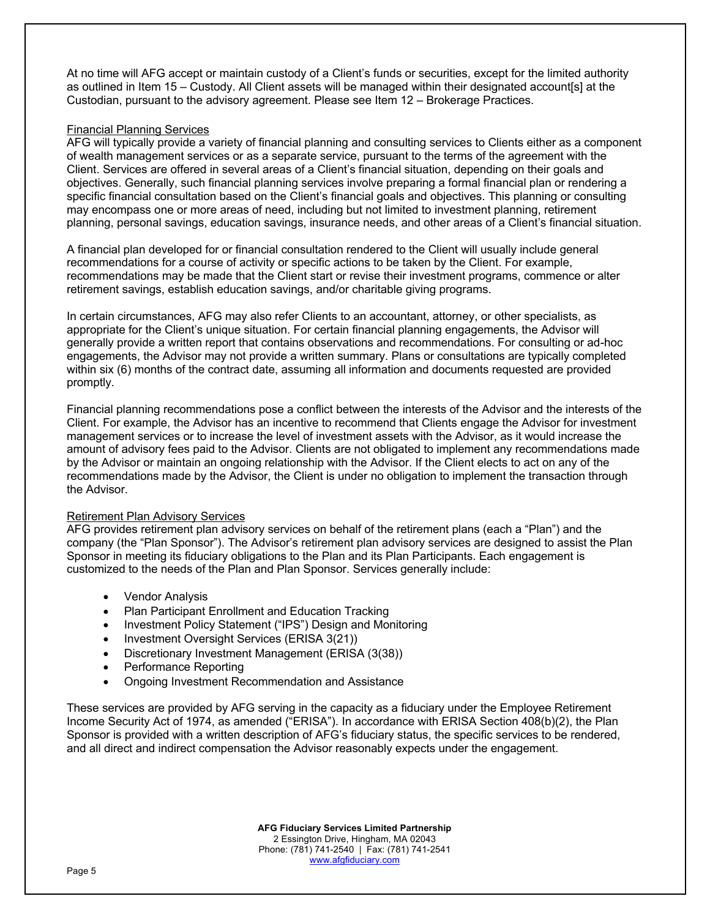At no time will AFG accept or maintain custody of a Client's funds or securities, except for the limited authority as outlined in Item 15 – Custody. All Client assets will be managed within their designated account[s] at the Custodian, pursuant to the advisory agreement. Please see Item 12 – Brokerage Practices.

### Financial Planning Services

AFG will typically provide a variety of financial planning and consulting services to Clients either as a component of wealth management services or as a separate service, pursuant to the terms of the agreement with the Client. Services are offered in several areas of a Client's financial situation, depending on their goals and objectives. Generally, such financial planning services involve preparing a formal financial plan or rendering a specific financial consultation based on the Client's financial goals and objectives. This planning or consulting may encompass one or more areas of need, including but not limited to investment planning, retirement planning, personal savings, education savings, insurance needs, and other areas of a Client's financial situation.

A financial plan developed for or financial consultation rendered to the Client will usually include general recommendations for a course of activity or specific actions to be taken by the Client. For example, recommendations may be made that the Client start or revise their investment programs, commence or alter retirement savings, establish education savings, and/or charitable giving programs.

In certain circumstances, AFG may also refer Clients to an accountant, attorney, or other specialists, as appropriate for the Client's unique situation. For certain financial planning engagements, the Advisor will generally provide a written report that contains observations and recommendations. For consulting or ad-hoc engagements, the Advisor may not provide a written summary. Plans or consultations are typically completed within six (6) months of the contract date, assuming all information and documents requested are provided promptly.

Financial planning recommendations pose a conflict between the interests of the Advisor and the interests of the Client. For example, the Advisor has an incentive to recommend that Clients engage the Advisor for investment management services or to increase the level of investment assets with the Advisor, as it would increase the amount of advisory fees paid to the Advisor. Clients are not obligated to implement any recommendations made by the Advisor or maintain an ongoing relationship with the Advisor. If the Client elects to act on any of the recommendations made by the Advisor, the Client is under no obligation to implement the transaction through the Advisor.

### Retirement Plan Advisory Services

AFG provides retirement plan advisory services on behalf of the retirement plans (each a "Plan") and the company (the "Plan Sponsor"). The Advisor's retirement plan advisory services are designed to assist the Plan Sponsor in meeting its fiduciary obligations to the Plan and its Plan Participants. Each engagement is customized to the needs of the Plan and Plan Sponsor. Services generally include:

- Vendor Analysis
- Plan Participant Enrollment and Education Tracking
- Investment Policy Statement ("IPS") Design and Monitoring
- Investment Oversight Services (ERISA 3(21))
- Discretionary Investment Management (ERISA (3(38))
- Performance Reporting
- Ongoing Investment Recommendation and Assistance

These services are provided by AFG serving in the capacity as a fiduciary under the Employee Retirement Income Security Act of 1974, as amended ("ERISA"). In accordance with ERISA Section 408(b)(2), the Plan Sponsor is provided with a written description of AFG's fiduciary status, the specific services to be rendered, and all direct and indirect compensation the Advisor reasonably expects under the engagement.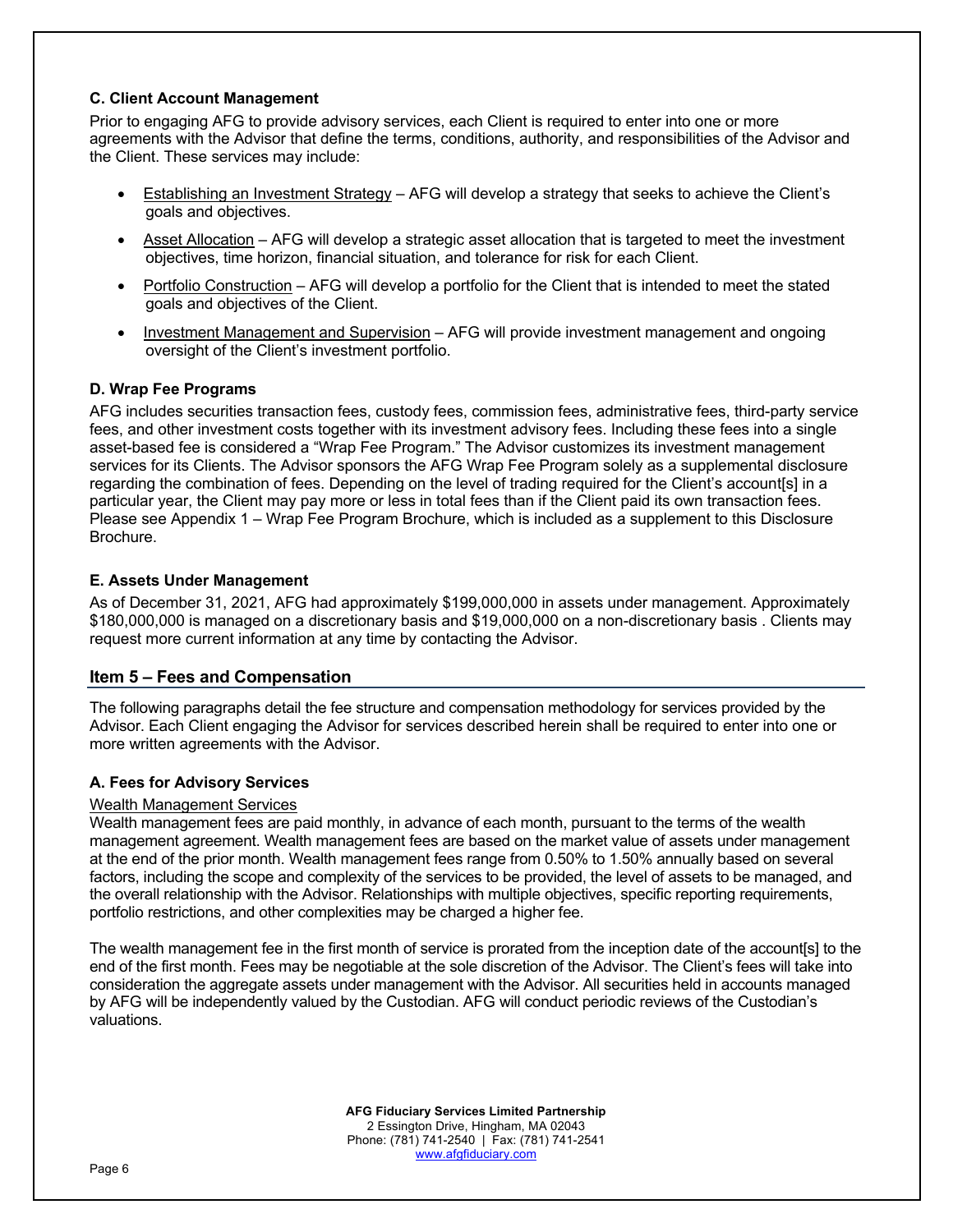### C. Client Account Management

Prior to engaging AFG to provide advisory services, each Client is required to enter into one or more agreements with the Advisor that define the terms, conditions, authority, and responsibilities of the Advisor and the Client. These services may include:

- Establishing an Investment Strategy – AFG will develop a strategy that seeks to achieve the Client's goals and objectives.
- Asset Allocation – AFG will develop a strategic asset allocation that is targeted to meet the investment objectives, time horizon, financial situation, and tolerance for risk for each Client.
- Portfolio Construction – AFG will develop a portfolio for the Client that is intended to meet the stated goals and objectives of the Client.
- Investment Management and Supervision – AFG will provide investment management and ongoing oversight of the Client's investment portfolio.

### D. Wrap Fee Programs

AFG includes securities transaction fees, custody fees, commission fees, administrative fees, third-party service fees, and other investment costs together with its investment advisory fees. Including these fees into a single asset-based fee is considered a "Wrap Fee Program." The Advisor customizes its investment management services for its Clients. The Advisor sponsors the AFG Wrap Fee Program solely as a supplemental disclosure regarding the combination of fees. Depending on the level of trading required for the Client's account[s] in a particular year, the Client may pay more or less in total fees than if the Client paid its own transaction fees. Please see Appendix 1 – Wrap Fee Program Brochure, which is included as a supplement to this Disclosure Brochure.

### E. Assets Under Management

As of December 31, 2021, AFG had approximately $199,000,000 in assets under management. Approximately $180,000,000 is managed on a discretionary basis and $19,000,000 on a non-discretionary basis . Clients may request more current information at any time by contacting the Advisor.

## Item 5 – Fees and Compensation

The following paragraphs detail the fee structure and compensation methodology for services provided by the Advisor. Each Client engaging the Advisor for services described herein shall be required to enter into one or more written agreements with the Advisor.

### A. Fees for Advisory Services

Wealth Management Services

Wealth management fees are paid monthly, in advance of each month, pursuant to the terms of the wealth management agreement. Wealth management fees are based on the market value of assets under management at the end of the prior month. Wealth management fees range from 0.50% to 1.50% annually based on several factors, including the scope and complexity of the services to be provided, the level of assets to be managed, and the overall relationship with the Advisor. Relationships with multiple objectives, specific reporting requirements, portfolio restrictions, and other complexities may be charged a higher fee.

The wealth management fee in the first month of service is prorated from the inception date of the account[s] to the end of the first month. Fees may be negotiable at the sole discretion of the Advisor. The Client's fees will take into consideration the aggregate assets under management with the Advisor. All securities held in accounts managed by AFG will be independently valued by the Custodian. AFG will conduct periodic reviews of the Custodian's valuations.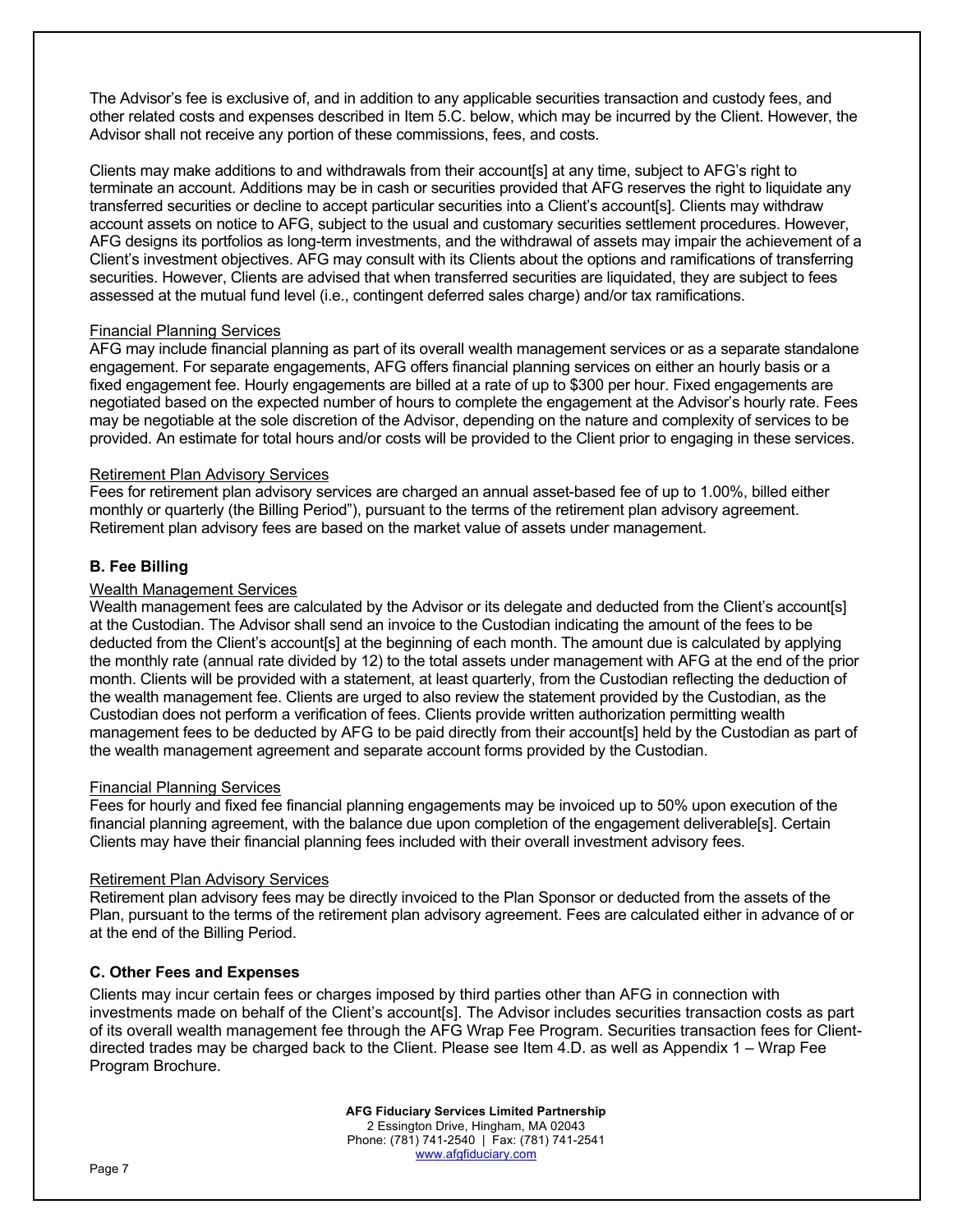The Advisor's fee is exclusive of, and in addition to any applicable securities transaction and custody fees, and other related costs and expenses described in Item 5.C. below, which may be incurred by the Client. However, the Advisor shall not receive any portion of these commissions, fees, and costs.

Clients may make additions to and withdrawals from their account[s] at any time, subject to AFG's right to terminate an account. Additions may be in cash or securities provided that AFG reserves the right to liquidate any transferred securities or decline to accept particular securities into a Client's account[s]. Clients may withdraw account assets on notice to AFG, subject to the usual and customary securities settlement procedures. However, AFG designs its portfolios as long-term investments, and the withdrawal of assets may impair the achievement of a Client's investment objectives. AFG may consult with its Clients about the options and ramifications of transferring securities. However, Clients are advised that when transferred securities are liquidated, they are subject to fees assessed at the mutual fund level (i.e., contingent deferred sales charge) and/or tax ramifications.

Financial Planning Services

AFG may include financial planning as part of its overall wealth management services or as a separate standalone engagement. For separate engagements, AFG offers financial planning services on either an hourly basis or a fixed engagement fee. Hourly engagements are billed at a rate of up to $300 per hour. Fixed engagements are negotiated based on the expected number of hours to complete the engagement at the Advisor's hourly rate. Fees may be negotiable at the sole discretion of the Advisor, depending on the nature and complexity of services to be provided. An estimate for total hours and/or costs will be provided to the Client prior to engaging in these services.

Retirement Plan Advisory Services

Fees for retirement plan advisory services are charged an annual asset-based fee of up to 1.00%, billed either monthly or quarterly (the Billing Period"), pursuant to the terms of the retirement plan advisory agreement. Retirement plan advisory fees are based on the market value of assets under management.

### B. Fee Billing

Wealth Management Services

Wealth management fees are calculated by the Advisor or its delegate and deducted from the Client's account[s] at the Custodian. The Advisor shall send an invoice to the Custodian indicating the amount of the fees to be deducted from the Client's account[s] at the beginning of each month. The amount due is calculated by applying the monthly rate (annual rate divided by 12) to the total assets under management with AFG at the end of the prior month. Clients will be provided with a statement, at least quarterly, from the Custodian reflecting the deduction of the wealth management fee. Clients are urged to also review the statement provided by the Custodian, as the Custodian does not perform a verification of fees. Clients provide written authorization permitting wealth management fees to be deducted by AFG to be paid directly from their account[s] held by the Custodian as part of the wealth management agreement and separate account forms provided by the Custodian.

Financial Planning Services

Fees for hourly and fixed fee financial planning engagements may be invoiced up to 50% upon execution of the financial planning agreement, with the balance due upon completion of the engagement deliverable[s]. Certain Clients may have their financial planning fees included with their overall investment advisory fees.

Retirement Plan Advisory Services

Retirement plan advisory fees may be directly invoiced to the Plan Sponsor or deducted from the assets of the Plan, pursuant to the terms of the retirement plan advisory agreement. Fees are calculated either in advance of or at the end of the Billing Period.

### C. Other Fees and Expenses

Clients may incur certain fees or charges imposed by third parties other than AFG in connection with investments made on behalf of the Client's account[s]. The Advisor includes securities transaction costs as part of its overall wealth management fee through the AFG Wrap Fee Program. Securities transaction fees for Client-directed trades may be charged back to the Client. Please see Item 4.D. as well as Appendix 1 – Wrap Fee Program Brochure.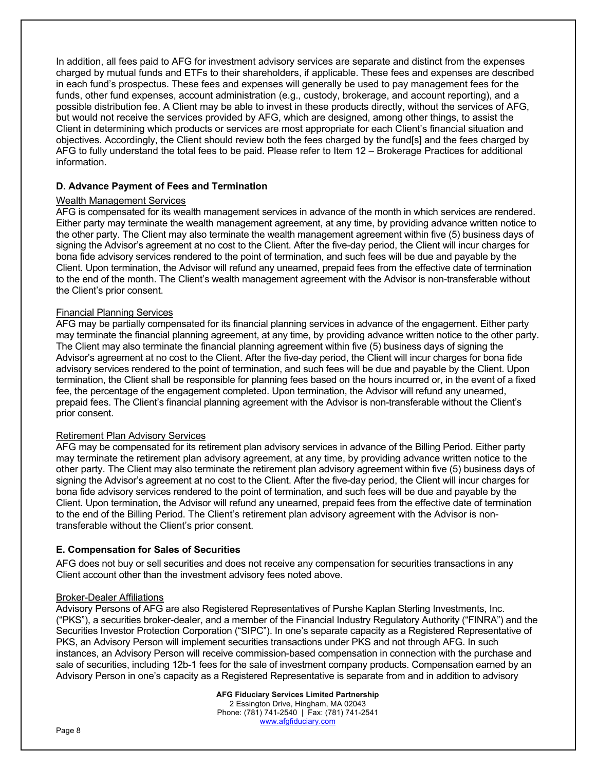In addition, all fees paid to AFG for investment advisory services are separate and distinct from the expenses charged by mutual funds and ETFs to their shareholders, if applicable. These fees and expenses are described in each fund's prospectus. These fees and expenses will generally be used to pay management fees for the funds, other fund expenses, account administration (e.g., custody, brokerage, and account reporting), and a possible distribution fee. A Client may be able to invest in these products directly, without the services of AFG, but would not receive the services provided by AFG, which are designed, among other things, to assist the Client in determining which products or services are most appropriate for each Client's financial situation and objectives. Accordingly, the Client should review both the fees charged by the fund[s] and the fees charged by AFG to fully understand the total fees to be paid. Please refer to Item 12 – Brokerage Practices for additional information.

### D. Advance Payment of Fees and Termination

Wealth Management Services

AFG is compensated for its wealth management services in advance of the month in which services are rendered. Either party may terminate the wealth management agreement, at any time, by providing advance written notice to the other party. The Client may also terminate the wealth management agreement within five (5) business days of signing the Advisor's agreement at no cost to the Client. After the five-day period, the Client will incur charges for bona fide advisory services rendered to the point of termination, and such fees will be due and payable by the Client. Upon termination, the Advisor will refund any unearned, prepaid fees from the effective date of termination to the end of the month. The Client's wealth management agreement with the Advisor is non-transferable without the Client's prior consent.

Financial Planning Services

AFG may be partially compensated for its financial planning services in advance of the engagement. Either party may terminate the financial planning agreement, at any time, by providing advance written notice to the other party. The Client may also terminate the financial planning agreement within five (5) business days of signing the Advisor's agreement at no cost to the Client. After the five-day period, the Client will incur charges for bona fide advisory services rendered to the point of termination, and such fees will be due and payable by the Client. Upon termination, the Client shall be responsible for planning fees based on the hours incurred or, in the event of a fixed fee, the percentage of the engagement completed. Upon termination, the Advisor will refund any unearned, prepaid fees. The Client's financial planning agreement with the Advisor is non-transferable without the Client's prior consent.

Retirement Plan Advisory Services

AFG may be compensated for its retirement plan advisory services in advance of the Billing Period. Either party may terminate the retirement plan advisory agreement, at any time, by providing advance written notice to the other party. The Client may also terminate the retirement plan advisory agreement within five (5) business days of signing the Advisor's agreement at no cost to the Client. After the five-day period, the Client will incur charges for bona fide advisory services rendered to the point of termination, and such fees will be due and payable by the Client. Upon termination, the Advisor will refund any unearned, prepaid fees from the effective date of termination to the end of the Billing Period. The Client's retirement plan advisory agreement with the Advisor is non-transferable without the Client's prior consent.

### E. Compensation for Sales of Securities

AFG does not buy or sell securities and does not receive any compensation for securities transactions in any Client account other than the investment advisory fees noted above.

Broker-Dealer Affiliations

Advisory Persons of AFG are also Registered Representatives of Purshe Kaplan Sterling Investments, Inc. ("PKS"), a securities broker-dealer, and a member of the Financial Industry Regulatory Authority ("FINRA") and the Securities Investor Protection Corporation ("SIPC"). In one's separate capacity as a Registered Representative of PKS, an Advisory Person will implement securities transactions under PKS and not through AFG. In such instances, an Advisory Person will receive commission-based compensation in connection with the purchase and sale of securities, including 12b-1 fees for the sale of investment company products. Compensation earned by an Advisory Person in one's capacity as a Registered Representative is separate from and in addition to advisory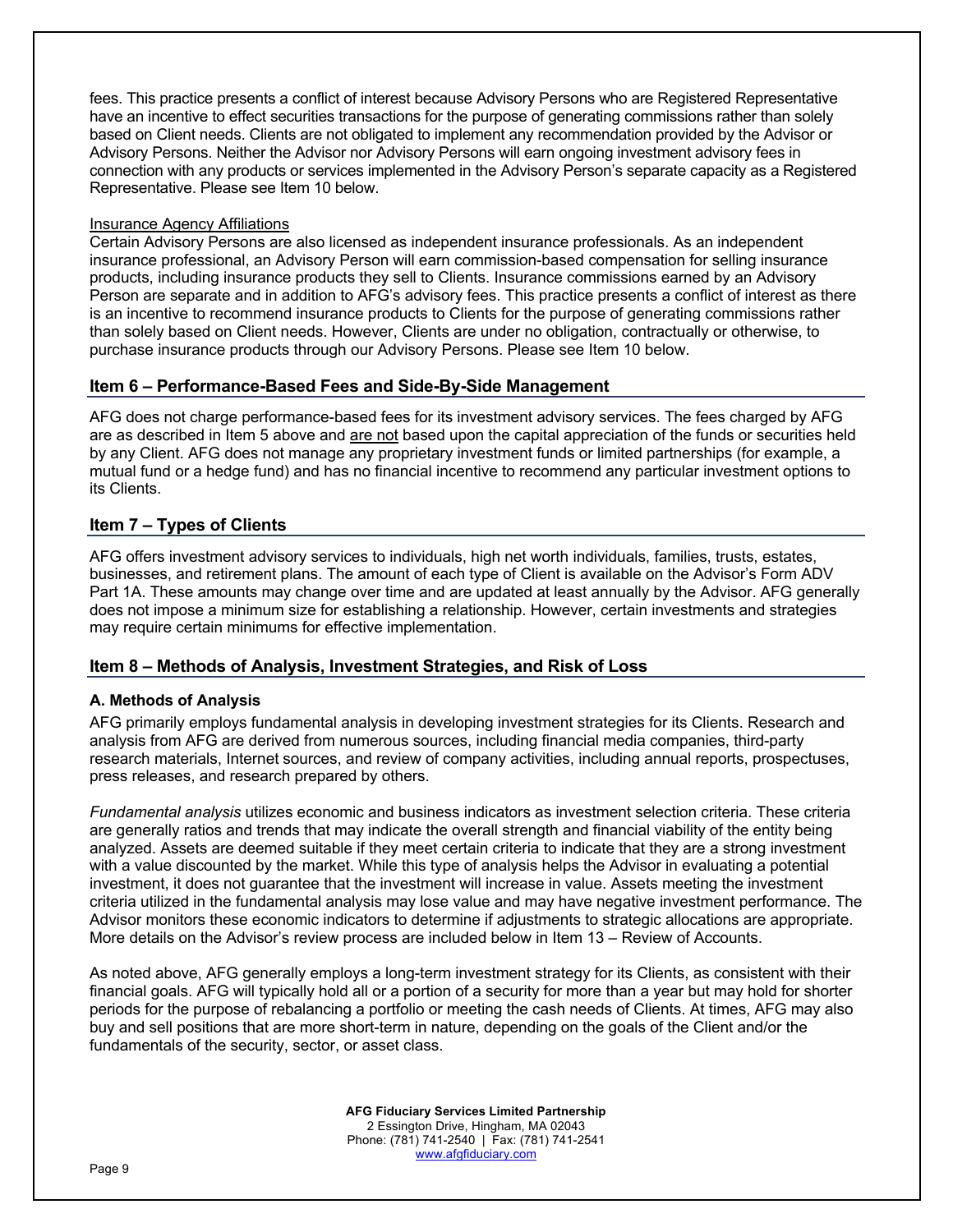fees. This practice presents a conflict of interest because Advisory Persons who are Registered Representative have an incentive to effect securities transactions for the purpose of generating commissions rather than solely based on Client needs. Clients are not obligated to implement any recommendation provided by the Advisor or Advisory Persons. Neither the Advisor nor Advisory Persons will earn ongoing investment advisory fees in connection with any products or services implemented in the Advisory Person's separate capacity as a Registered Representative. Please see Item 10 below.

<u>Insurance Agency Affiliations</u>

Certain Advisory Persons are also licensed as independent insurance professionals. As an independent insurance professional, an Advisory Person will earn commission-based compensation for selling insurance products, including insurance products they sell to Clients. Insurance commissions earned by an Advisory Person are separate and in addition to AFG's advisory fees. This practice presents a conflict of interest as there is an incentive to recommend insurance products to Clients for the purpose of generating commissions rather than solely based on Client needs. However, Clients are under no obligation, contractually or otherwise, to purchase insurance products through our Advisory Persons. Please see Item 10 below.

## Item 6 – Performance-Based Fees and Side-By-Side Management

AFG does not charge performance-based fees for its investment advisory services. The fees charged by AFG are as described in Item 5 above and <u>are not</u> based upon the capital appreciation of the funds or securities held by any Client. AFG does not manage any proprietary investment funds or limited partnerships (for example, a mutual fund or a hedge fund) and has no financial incentive to recommend any particular investment options to its Clients.

## Item 7 – Types of Clients

AFG offers investment advisory services to individuals, high net worth individuals, families, trusts, estates, businesses, and retirement plans. The amount of each type of Client is available on the Advisor's Form ADV Part 1A. These amounts may change over time and are updated at least annually by the Advisor. AFG generally does not impose a minimum size for establishing a relationship. However, certain investments and strategies may require certain minimums for effective implementation.

## Item 8 – Methods of Analysis, Investment Strategies, and Risk of Loss

### A. Methods of Analysis

AFG primarily employs fundamental analysis in developing investment strategies for its Clients. Research and analysis from AFG are derived from numerous sources, including financial media companies, third-party research materials, Internet sources, and review of company activities, including annual reports, prospectuses, press releases, and research prepared by others.

*Fundamental analysis* utilizes economic and business indicators as investment selection criteria. These criteria are generally ratios and trends that may indicate the overall strength and financial viability of the entity being analyzed. Assets are deemed suitable if they meet certain criteria to indicate that they are a strong investment with a value discounted by the market. While this type of analysis helps the Advisor in evaluating a potential investment, it does not guarantee that the investment will increase in value. Assets meeting the investment criteria utilized in the fundamental analysis may lose value and may have negative investment performance. The Advisor monitors these economic indicators to determine if adjustments to strategic allocations are appropriate. More details on the Advisor's review process are included below in Item 13 – Review of Accounts.

As noted above, AFG generally employs a long-term investment strategy for its Clients, as consistent with their financial goals. AFG will typically hold all or a portion of a security for more than a year but may hold for shorter periods for the purpose of rebalancing a portfolio or meeting the cash needs of Clients. At times, AFG may also buy and sell positions that are more short-term in nature, depending on the goals of the Client and/or the fundamentals of the security, sector, or asset class.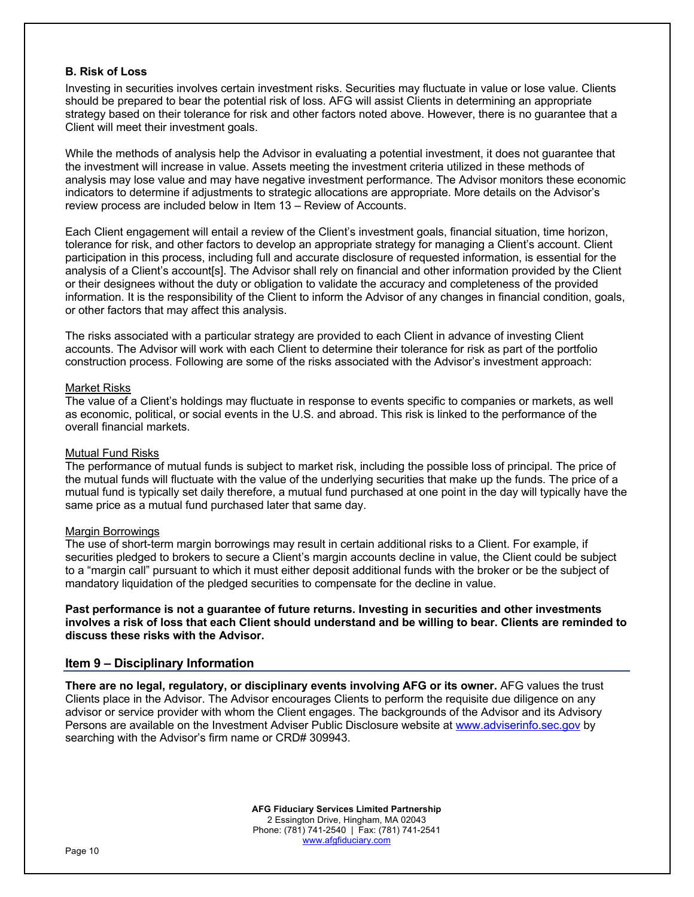### B. Risk of Loss

Investing in securities involves certain investment risks. Securities may fluctuate in value or lose value. Clients should be prepared to bear the potential risk of loss. AFG will assist Clients in determining an appropriate strategy based on their tolerance for risk and other factors noted above. However, there is no guarantee that a Client will meet their investment goals.

While the methods of analysis help the Advisor in evaluating a potential investment, it does not guarantee that the investment will increase in value. Assets meeting the investment criteria utilized in these methods of analysis may lose value and may have negative investment performance. The Advisor monitors these economic indicators to determine if adjustments to strategic allocations are appropriate. More details on the Advisor's review process are included below in Item 13 – Review of Accounts.

Each Client engagement will entail a review of the Client's investment goals, financial situation, time horizon, tolerance for risk, and other factors to develop an appropriate strategy for managing a Client's account. Client participation in this process, including full and accurate disclosure of requested information, is essential for the analysis of a Client's account[s]. The Advisor shall rely on financial and other information provided by the Client or their designees without the duty or obligation to validate the accuracy and completeness of the provided information. It is the responsibility of the Client to inform the Advisor of any changes in financial condition, goals, or other factors that may affect this analysis.

The risks associated with a particular strategy are provided to each Client in advance of investing Client accounts. The Advisor will work with each Client to determine their tolerance for risk as part of the portfolio construction process. Following are some of the risks associated with the Advisor's investment approach:

Market Risks
The value of a Client's holdings may fluctuate in response to events specific to companies or markets, as well as economic, political, or social events in the U.S. and abroad. This risk is linked to the performance of the overall financial markets.

Mutual Fund Risks
The performance of mutual funds is subject to market risk, including the possible loss of principal. The price of the mutual funds will fluctuate with the value of the underlying securities that make up the funds. The price of a mutual fund is typically set daily therefore, a mutual fund purchased at one point in the day will typically have the same price as a mutual fund purchased later that same day.

Margin Borrowings
The use of short-term margin borrowings may result in certain additional risks to a Client. For example, if securities pledged to brokers to secure a Client's margin accounts decline in value, the Client could be subject to a "margin call" pursuant to which it must either deposit additional funds with the broker or be the subject of mandatory liquidation of the pledged securities to compensate for the decline in value.

**Past performance is not a guarantee of future returns. Investing in securities and other investments involves a risk of loss that each Client should understand and be willing to bear. Clients are reminded to discuss these risks with the Advisor.**

## Item 9 – Disciplinary Information

**There are no legal, regulatory, or disciplinary events involving AFG or its owner.** AFG values the trust Clients place in the Advisor. The Advisor encourages Clients to perform the requisite due diligence on any advisor or service provider with whom the Client engages. The backgrounds of the Advisor and its Advisory Persons are available on the Investment Adviser Public Disclosure website at www.adviserinfo.sec.gov by searching with the Advisor's firm name or CRD# 309943.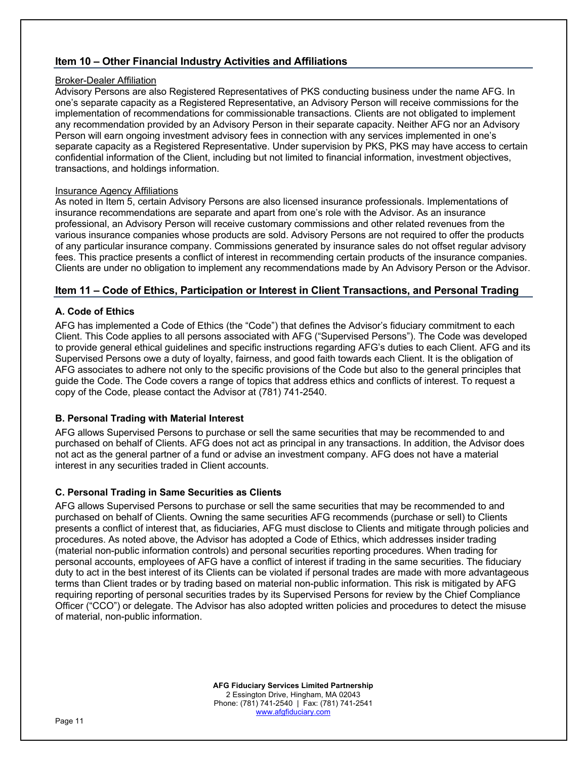## Item 10 – Other Financial Industry Activities and Affiliations

Broker-Dealer Affiliation

Advisory Persons are also Registered Representatives of PKS conducting business under the name AFG. In one's separate capacity as a Registered Representative, an Advisory Person will receive commissions for the implementation of recommendations for commissionable transactions. Clients are not obligated to implement any recommendation provided by an Advisory Person in their separate capacity. Neither AFG nor an Advisory Person will earn ongoing investment advisory fees in connection with any services implemented in one's separate capacity as a Registered Representative. Under supervision by PKS, PKS may have access to certain confidential information of the Client, including but not limited to financial information, investment objectives, transactions, and holdings information.

Insurance Agency Affiliations

As noted in Item 5, certain Advisory Persons are also licensed insurance professionals. Implementations of insurance recommendations are separate and apart from one's role with the Advisor. As an insurance professional, an Advisory Person will receive customary commissions and other related revenues from the various insurance companies whose products are sold. Advisory Persons are not required to offer the products of any particular insurance company. Commissions generated by insurance sales do not offset regular advisory fees. This practice presents a conflict of interest in recommending certain products of the insurance companies. Clients are under no obligation to implement any recommendations made by An Advisory Person or the Advisor.

## Item 11 – Code of Ethics, Participation or Interest in Client Transactions, and Personal Trading

### A. Code of Ethics

AFG has implemented a Code of Ethics (the "Code") that defines the Advisor's fiduciary commitment to each Client. This Code applies to all persons associated with AFG ("Supervised Persons"). The Code was developed to provide general ethical guidelines and specific instructions regarding AFG's duties to each Client. AFG and its Supervised Persons owe a duty of loyalty, fairness, and good faith towards each Client. It is the obligation of AFG associates to adhere not only to the specific provisions of the Code but also to the general principles that guide the Code. The Code covers a range of topics that address ethics and conflicts of interest. To request a copy of the Code, please contact the Advisor at (781) 741-2540.

### B. Personal Trading with Material Interest

AFG allows Supervised Persons to purchase or sell the same securities that may be recommended to and purchased on behalf of Clients. AFG does not act as principal in any transactions. In addition, the Advisor does not act as the general partner of a fund or advise an investment company. AFG does not have a material interest in any securities traded in Client accounts.

### C. Personal Trading in Same Securities as Clients

AFG allows Supervised Persons to purchase or sell the same securities that may be recommended to and purchased on behalf of Clients. Owning the same securities AFG recommends (purchase or sell) to Clients presents a conflict of interest that, as fiduciaries, AFG must disclose to Clients and mitigate through policies and procedures. As noted above, the Advisor has adopted a Code of Ethics, which addresses insider trading (material non-public information controls) and personal securities reporting procedures. When trading for personal accounts, employees of AFG have a conflict of interest if trading in the same securities. The fiduciary duty to act in the best interest of its Clients can be violated if personal trades are made with more advantageous terms than Client trades or by trading based on material non-public information. This risk is mitigated by AFG requiring reporting of personal securities trades by its Supervised Persons for review by the Chief Compliance Officer ("CCO") or delegate. The Advisor has also adopted written policies and procedures to detect the misuse of material, non-public information.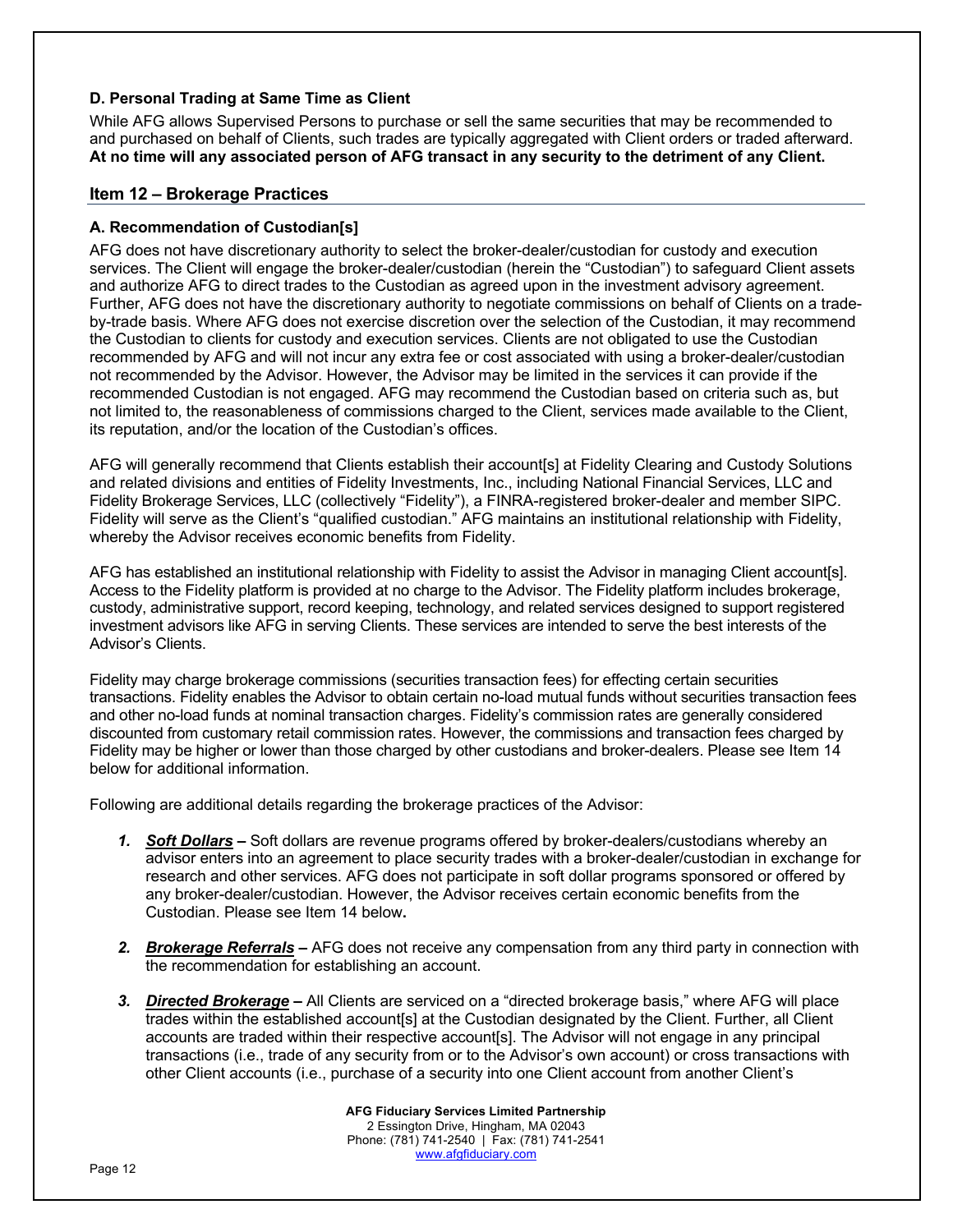### D. Personal Trading at Same Time as Client

While AFG allows Supervised Persons to purchase or sell the same securities that may be recommended to and purchased on behalf of Clients, such trades are typically aggregated with Client orders or traded afterward. **At no time will any associated person of AFG transact in any security to the detriment of any Client.**

## Item 12 – Brokerage Practices

### A. Recommendation of Custodian[s]

AFG does not have discretionary authority to select the broker-dealer/custodian for custody and execution services. The Client will engage the broker-dealer/custodian (herein the "Custodian") to safeguard Client assets and authorize AFG to direct trades to the Custodian as agreed upon in the investment advisory agreement. Further, AFG does not have the discretionary authority to negotiate commissions on behalf of Clients on a trade-by-trade basis. Where AFG does not exercise discretion over the selection of the Custodian, it may recommend the Custodian to clients for custody and execution services. Clients are not obligated to use the Custodian recommended by AFG and will not incur any extra fee or cost associated with using a broker-dealer/custodian not recommended by the Advisor. However, the Advisor may be limited in the services it can provide if the recommended Custodian is not engaged. AFG may recommend the Custodian based on criteria such as, but not limited to, the reasonableness of commissions charged to the Client, services made available to the Client, its reputation, and/or the location of the Custodian's offices.

AFG will generally recommend that Clients establish their account[s] at Fidelity Clearing and Custody Solutions and related divisions and entities of Fidelity Investments, Inc., including National Financial Services, LLC and Fidelity Brokerage Services, LLC (collectively "Fidelity"), a FINRA-registered broker-dealer and member SIPC. Fidelity will serve as the Client's "qualified custodian." AFG maintains an institutional relationship with Fidelity, whereby the Advisor receives economic benefits from Fidelity.

AFG has established an institutional relationship with Fidelity to assist the Advisor in managing Client account[s]. Access to the Fidelity platform is provided at no charge to the Advisor. The Fidelity platform includes brokerage, custody, administrative support, record keeping, technology, and related services designed to support registered investment advisors like AFG in serving Clients. These services are intended to serve the best interests of the Advisor's Clients.

Fidelity may charge brokerage commissions (securities transaction fees) for effecting certain securities transactions. Fidelity enables the Advisor to obtain certain no-load mutual funds without securities transaction fees and other no-load funds at nominal transaction charges. Fidelity's commission rates are generally considered discounted from customary retail commission rates. However, the commissions and transaction fees charged by Fidelity may be higher or lower than those charged by other custodians and broker-dealers. Please see Item 14 below for additional information.

Following are additional details regarding the brokerage practices of the Advisor:

1. ***Soft Dollars*** **–** Soft dollars are revenue programs offered by broker-dealers/custodians whereby an advisor enters into an agreement to place security trades with a broker-dealer/custodian in exchange for research and other services. AFG does not participate in soft dollar programs sponsored or offered by any broker-dealer/custodian. However, the Advisor receives certain economic benefits from the Custodian. Please see Item 14 below**.**

2. ***Brokerage Referrals*** **–** AFG does not receive any compensation from any third party in connection with the recommendation for establishing an account.

3. ***Directed Brokerage*** **–** All Clients are serviced on a "directed brokerage basis," where AFG will place trades within the established account[s] at the Custodian designated by the Client. Further, all Client accounts are traded within their respective account[s]. The Advisor will not engage in any principal transactions (i.e., trade of any security from or to the Advisor's own account) or cross transactions with other Client accounts (i.e., purchase of a security into one Client account from another Client's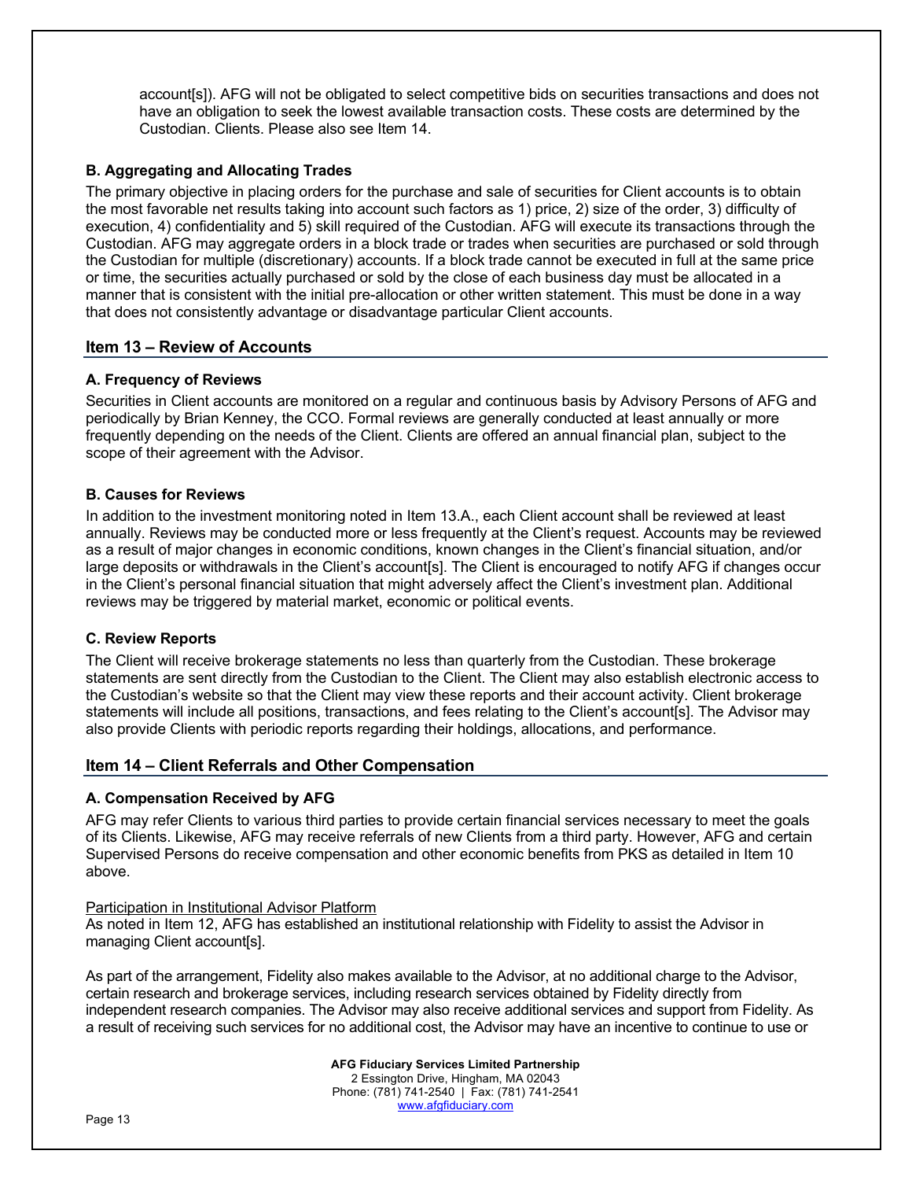account[s]). AFG will not be obligated to select competitive bids on securities transactions and does not have an obligation to seek the lowest available transaction costs. These costs are determined by the Custodian. Clients. Please also see Item 14.

### B. Aggregating and Allocating Trades

The primary objective in placing orders for the purchase and sale of securities for Client accounts is to obtain the most favorable net results taking into account such factors as 1) price, 2) size of the order, 3) difficulty of execution, 4) confidentiality and 5) skill required of the Custodian. AFG will execute its transactions through the Custodian. AFG may aggregate orders in a block trade or trades when securities are purchased or sold through the Custodian for multiple (discretionary) accounts. If a block trade cannot be executed in full at the same price or time, the securities actually purchased or sold by the close of each business day must be allocated in a manner that is consistent with the initial pre-allocation or other written statement. This must be done in a way that does not consistently advantage or disadvantage particular Client accounts.

## Item 13 – Review of Accounts

### A. Frequency of Reviews

Securities in Client accounts are monitored on a regular and continuous basis by Advisory Persons of AFG and periodically by Brian Kenney, the CCO. Formal reviews are generally conducted at least annually or more frequently depending on the needs of the Client. Clients are offered an annual financial plan, subject to the scope of their agreement with the Advisor.

### B. Causes for Reviews

In addition to the investment monitoring noted in Item 13.A., each Client account shall be reviewed at least annually. Reviews may be conducted more or less frequently at the Client's request. Accounts may be reviewed as a result of major changes in economic conditions, known changes in the Client's financial situation, and/or large deposits or withdrawals in the Client's account[s]. The Client is encouraged to notify AFG if changes occur in the Client's personal financial situation that might adversely affect the Client's investment plan. Additional reviews may be triggered by material market, economic or political events.

### C. Review Reports

The Client will receive brokerage statements no less than quarterly from the Custodian. These brokerage statements are sent directly from the Custodian to the Client. The Client may also establish electronic access to the Custodian's website so that the Client may view these reports and their account activity. Client brokerage statements will include all positions, transactions, and fees relating to the Client's account[s]. The Advisor may also provide Clients with periodic reports regarding their holdings, allocations, and performance.

## Item 14 – Client Referrals and Other Compensation

### A. Compensation Received by AFG

AFG may refer Clients to various third parties to provide certain financial services necessary to meet the goals of its Clients. Likewise, AFG may receive referrals of new Clients from a third party. However, AFG and certain Supervised Persons do receive compensation and other economic benefits from PKS as detailed in Item 10 above.

Participation in Institutional Advisor Platform

As noted in Item 12, AFG has established an institutional relationship with Fidelity to assist the Advisor in managing Client account[s].

As part of the arrangement, Fidelity also makes available to the Advisor, at no additional charge to the Advisor, certain research and brokerage services, including research services obtained by Fidelity directly from independent research companies. The Advisor may also receive additional services and support from Fidelity. As a result of receiving such services for no additional cost, the Advisor may have an incentive to continue to use or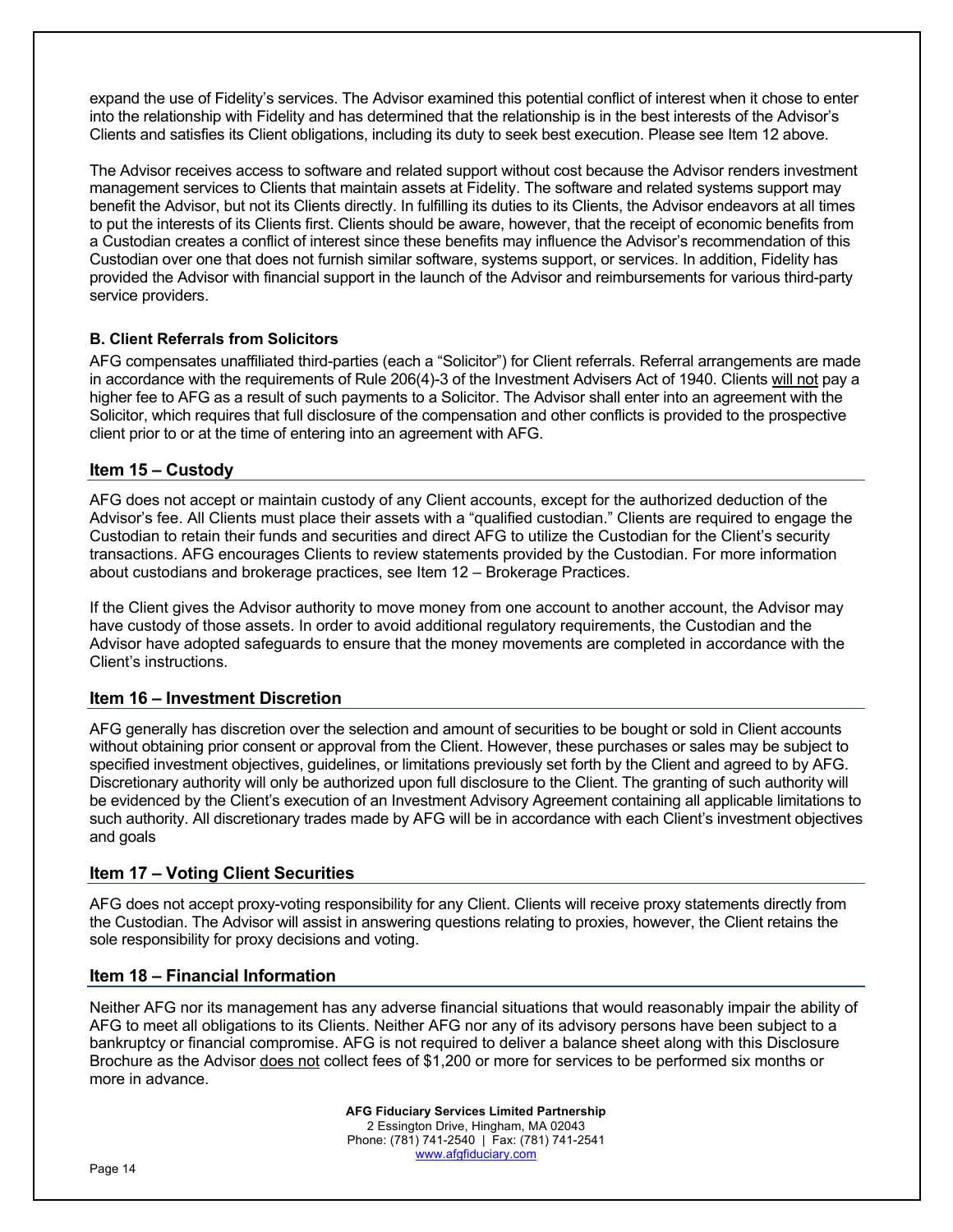expand the use of Fidelity's services. The Advisor examined this potential conflict of interest when it chose to enter into the relationship with Fidelity and has determined that the relationship is in the best interests of the Advisor's Clients and satisfies its Client obligations, including its duty to seek best execution. Please see Item 12 above.

The Advisor receives access to software and related support without cost because the Advisor renders investment management services to Clients that maintain assets at Fidelity. The software and related systems support may benefit the Advisor, but not its Clients directly. In fulfilling its duties to its Clients, the Advisor endeavors at all times to put the interests of its Clients first. Clients should be aware, however, that the receipt of economic benefits from a Custodian creates a conflict of interest since these benefits may influence the Advisor's recommendation of this Custodian over one that does not furnish similar software, systems support, or services. In addition, Fidelity has provided the Advisor with financial support in the launch of the Advisor and reimbursements for various third-party service providers.

### B. Client Referrals from Solicitors

AFG compensates unaffiliated third-parties (each a "Solicitor") for Client referrals. Referral arrangements are made in accordance with the requirements of Rule 206(4)-3 of the Investment Advisers Act of 1940. Clients will not pay a higher fee to AFG as a result of such payments to a Solicitor. The Advisor shall enter into an agreement with the Solicitor, which requires that full disclosure of the compensation and other conflicts is provided to the prospective client prior to or at the time of entering into an agreement with AFG.

## Item 15 – Custody

AFG does not accept or maintain custody of any Client accounts, except for the authorized deduction of the Advisor's fee. All Clients must place their assets with a "qualified custodian." Clients are required to engage the Custodian to retain their funds and securities and direct AFG to utilize the Custodian for the Client's security transactions. AFG encourages Clients to review statements provided by the Custodian. For more information about custodians and brokerage practices, see Item 12 – Brokerage Practices.

If the Client gives the Advisor authority to move money from one account to another account, the Advisor may have custody of those assets. In order to avoid additional regulatory requirements, the Custodian and the Advisor have adopted safeguards to ensure that the money movements are completed in accordance with the Client's instructions.

## Item 16 – Investment Discretion

AFG generally has discretion over the selection and amount of securities to be bought or sold in Client accounts without obtaining prior consent or approval from the Client. However, these purchases or sales may be subject to specified investment objectives, guidelines, or limitations previously set forth by the Client and agreed to by AFG. Discretionary authority will only be authorized upon full disclosure to the Client. The granting of such authority will be evidenced by the Client's execution of an Investment Advisory Agreement containing all applicable limitations to such authority. All discretionary trades made by AFG will be in accordance with each Client's investment objectives and goals

## Item 17 – Voting Client Securities

AFG does not accept proxy-voting responsibility for any Client. Clients will receive proxy statements directly from the Custodian. The Advisor will assist in answering questions relating to proxies, however, the Client retains the sole responsibility for proxy decisions and voting.

## Item 18 – Financial Information

Neither AFG nor its management has any adverse financial situations that would reasonably impair the ability of AFG to meet all obligations to its Clients. Neither AFG nor any of its advisory persons have been subject to a bankruptcy or financial compromise. AFG is not required to deliver a balance sheet along with this Disclosure Brochure as the Advisor does not collect fees of $1,200 or more for services to be performed six months or more in advance.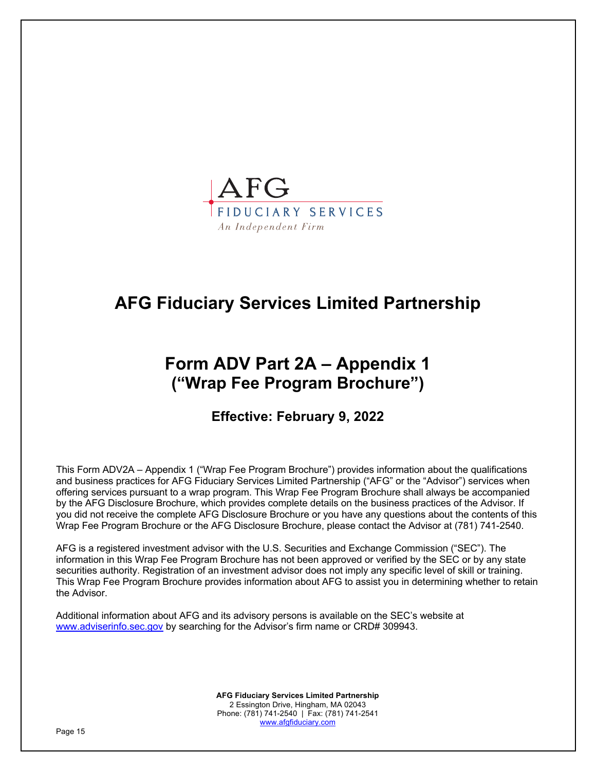AFG
FIDUCIARY SERVICES
*An Independent Firm*

# AFG Fiduciary Services Limited Partnership

# Form ADV Part 2A – Appendix 1 (“Wrap Fee Program Brochure”)

### Effective: February 9, 2022

This Form ADV2A – Appendix 1 (“Wrap Fee Program Brochure”) provides information about the qualifications and business practices for AFG Fiduciary Services Limited Partnership (“AFG” or the “Advisor”) services when offering services pursuant to a wrap program. This Wrap Fee Program Brochure shall always be accompanied by the AFG Disclosure Brochure, which provides complete details on the business practices of the Advisor. If you did not receive the complete AFG Disclosure Brochure or you have any questions about the contents of this Wrap Fee Program Brochure or the AFG Disclosure Brochure, please contact the Advisor at (781) 741-2540.

AFG is a registered investment advisor with the U.S. Securities and Exchange Commission (“SEC”). The information in this Wrap Fee Program Brochure has not been approved or verified by the SEC or by any state securities authority. Registration of an investment advisor does not imply any specific level of skill or training. This Wrap Fee Program Brochure provides information about AFG to assist you in determining whether to retain the Advisor.

Additional information about AFG and its advisory persons is available on the SEC’s website at www.adviserinfo.sec.gov by searching for the Advisor’s firm name or CRD# 309943.

**AFG Fiduciary Services Limited Partnership**
2 Essington Drive, Hingham, MA 02043
Phone: (781) 741-2540 | Fax: (781) 741-2541
www.afgfiduciary.com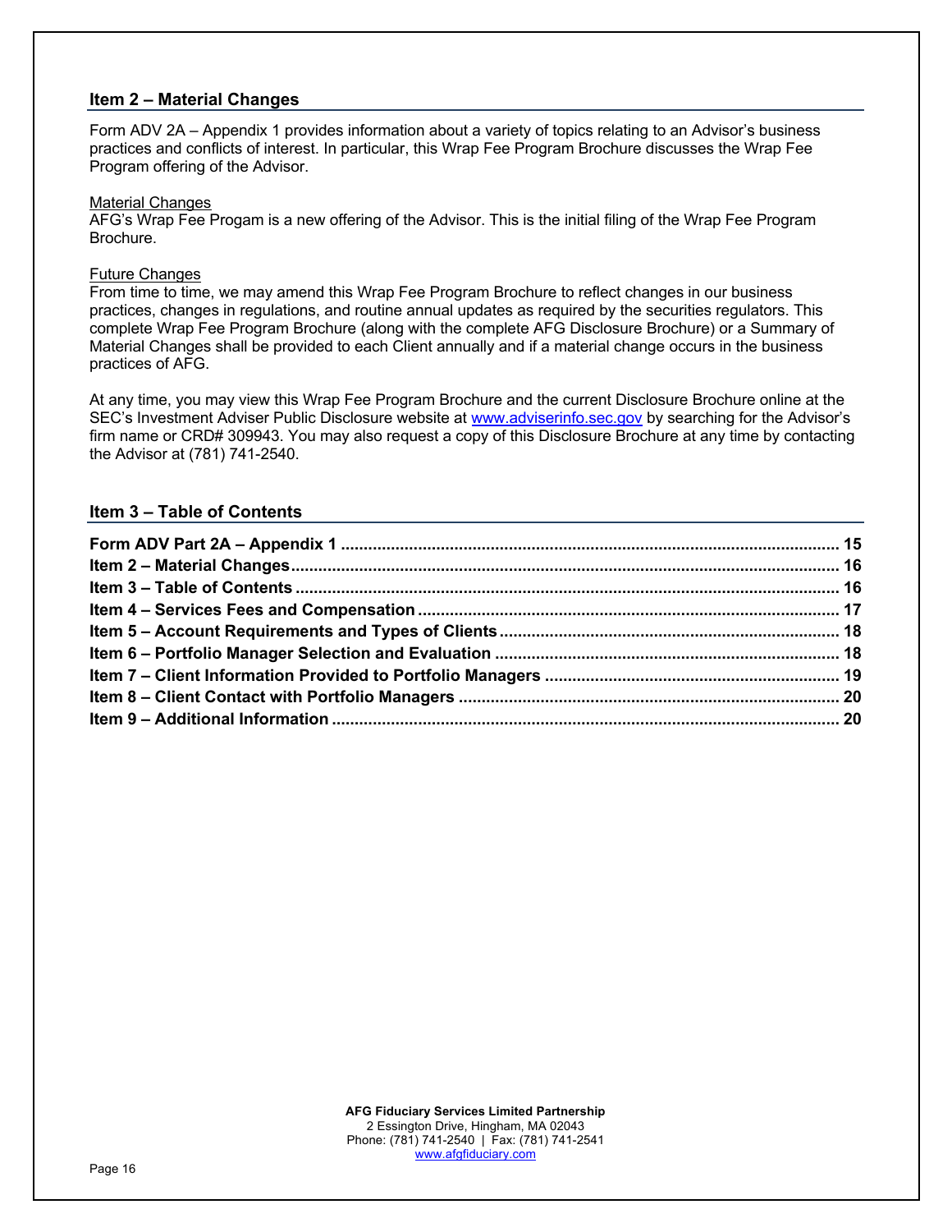## Item 2 – Material Changes

Form ADV 2A – Appendix 1 provides information about a variety of topics relating to an Advisor's business practices and conflicts of interest. In particular, this Wrap Fee Program Brochure discusses the Wrap Fee Program offering of the Advisor.

Material Changes
AFG's Wrap Fee Progam is a new offering of the Advisor. This is the initial filing of the Wrap Fee Program Brochure.

Future Changes
From time to time, we may amend this Wrap Fee Program Brochure to reflect changes in our business practices, changes in regulations, and routine annual updates as required by the securities regulators. This complete Wrap Fee Program Brochure (along with the complete AFG Disclosure Brochure) or a Summary of Material Changes shall be provided to each Client annually and if a material change occurs in the business practices of AFG.

At any time, you may view this Wrap Fee Program Brochure and the current Disclosure Brochure online at the SEC's Investment Adviser Public Disclosure website at www.adviserinfo.sec.gov by searching for the Advisor's firm name or CRD# 309943. You may also request a copy of this Disclosure Brochure at any time by contacting the Advisor at (781) 741-2540.

## Item 3 – Table of Contents

**Form ADV Part 2A – Appendix 1** ........ 15
**Item 2 – Material Changes** ........ 16
**Item 3 – Table of Contents** ........ 16
**Item 4 – Services Fees and Compensation** ........ 17
**Item 5 – Account Requirements and Types of Clients** ........ 18
**Item 6 – Portfolio Manager Selection and Evaluation** ........ 18
**Item 7 – Client Information Provided to Portfolio Managers** ........ 19
**Item 8 – Client Contact with Portfolio Managers** ........ 20
**Item 9 – Additional Information** ........ 20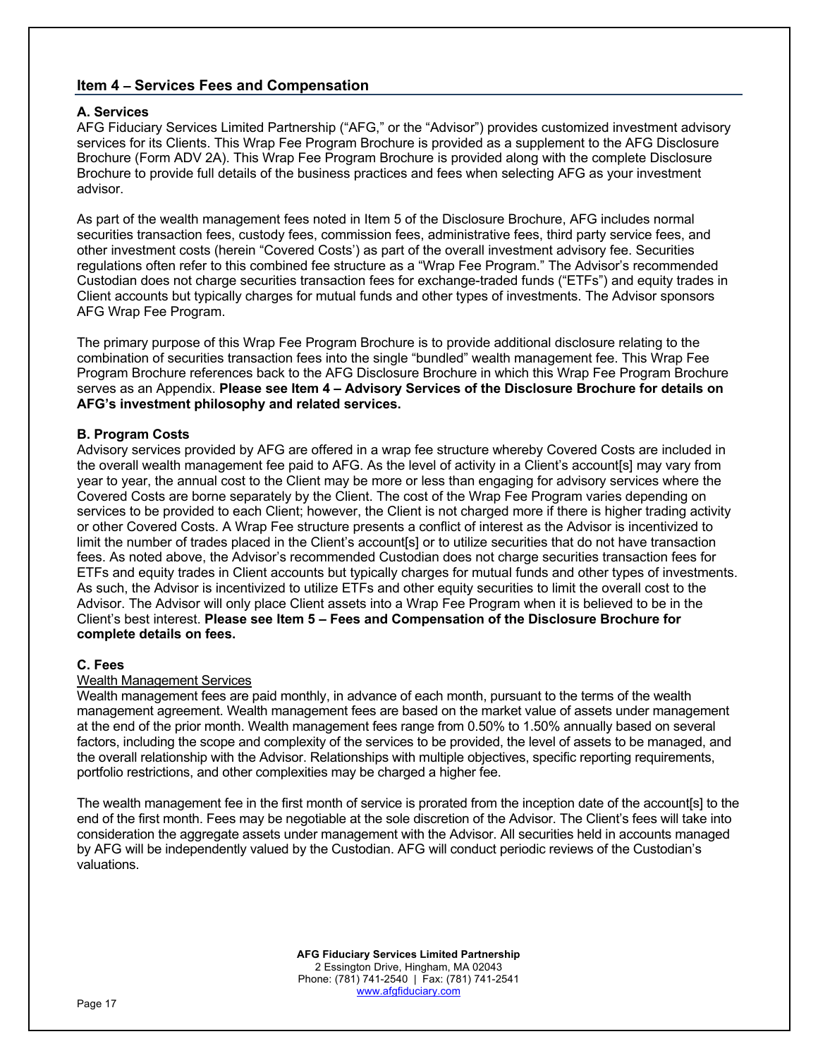## Item 4 – Services Fees and Compensation

### A. Services

AFG Fiduciary Services Limited Partnership ("AFG," or the "Advisor") provides customized investment advisory services for its Clients. This Wrap Fee Program Brochure is provided as a supplement to the AFG Disclosure Brochure (Form ADV 2A). This Wrap Fee Program Brochure is provided along with the complete Disclosure Brochure to provide full details of the business practices and fees when selecting AFG as your investment advisor.

As part of the wealth management fees noted in Item 5 of the Disclosure Brochure, AFG includes normal securities transaction fees, custody fees, commission fees, administrative fees, third party service fees, and other investment costs (herein "Covered Costs') as part of the overall investment advisory fee. Securities regulations often refer to this combined fee structure as a "Wrap Fee Program." The Advisor's recommended Custodian does not charge securities transaction fees for exchange-traded funds ("ETFs") and equity trades in Client accounts but typically charges for mutual funds and other types of investments. The Advisor sponsors AFG Wrap Fee Program.

The primary purpose of this Wrap Fee Program Brochure is to provide additional disclosure relating to the combination of securities transaction fees into the single "bundled" wealth management fee. This Wrap Fee Program Brochure references back to the AFG Disclosure Brochure in which this Wrap Fee Program Brochure serves as an Appendix. **Please see Item 4 – Advisory Services of the Disclosure Brochure for details on AFG's investment philosophy and related services.**

### B. Program Costs

Advisory services provided by AFG are offered in a wrap fee structure whereby Covered Costs are included in the overall wealth management fee paid to AFG. As the level of activity in a Client's account[s] may vary from year to year, the annual cost to the Client may be more or less than engaging for advisory services where the Covered Costs are borne separately by the Client. The cost of the Wrap Fee Program varies depending on services to be provided to each Client; however, the Client is not charged more if there is higher trading activity or other Covered Costs. A Wrap Fee structure presents a conflict of interest as the Advisor is incentivized to limit the number of trades placed in the Client's account[s] or to utilize securities that do not have transaction fees. As noted above, the Advisor's recommended Custodian does not charge securities transaction fees for ETFs and equity trades in Client accounts but typically charges for mutual funds and other types of investments. As such, the Advisor is incentivized to utilize ETFs and other equity securities to limit the overall cost to the Advisor. The Advisor will only place Client assets into a Wrap Fee Program when it is believed to be in the Client's best interest. **Please see Item 5 – Fees and Compensation of the Disclosure Brochure for complete details on fees.**

### C. Fees

Wealth Management Services

Wealth management fees are paid monthly, in advance of each month, pursuant to the terms of the wealth management agreement. Wealth management fees are based on the market value of assets under management at the end of the prior month. Wealth management fees range from 0.50% to 1.50% annually based on several factors, including the scope and complexity of the services to be provided, the level of assets to be managed, and the overall relationship with the Advisor. Relationships with multiple objectives, specific reporting requirements, portfolio restrictions, and other complexities may be charged a higher fee.

The wealth management fee in the first month of service is prorated from the inception date of the account[s] to the end of the first month. Fees may be negotiable at the sole discretion of the Advisor. The Client's fees will take into consideration the aggregate assets under management with the Advisor. All securities held in accounts managed by AFG will be independently valued by the Custodian. AFG will conduct periodic reviews of the Custodian's valuations.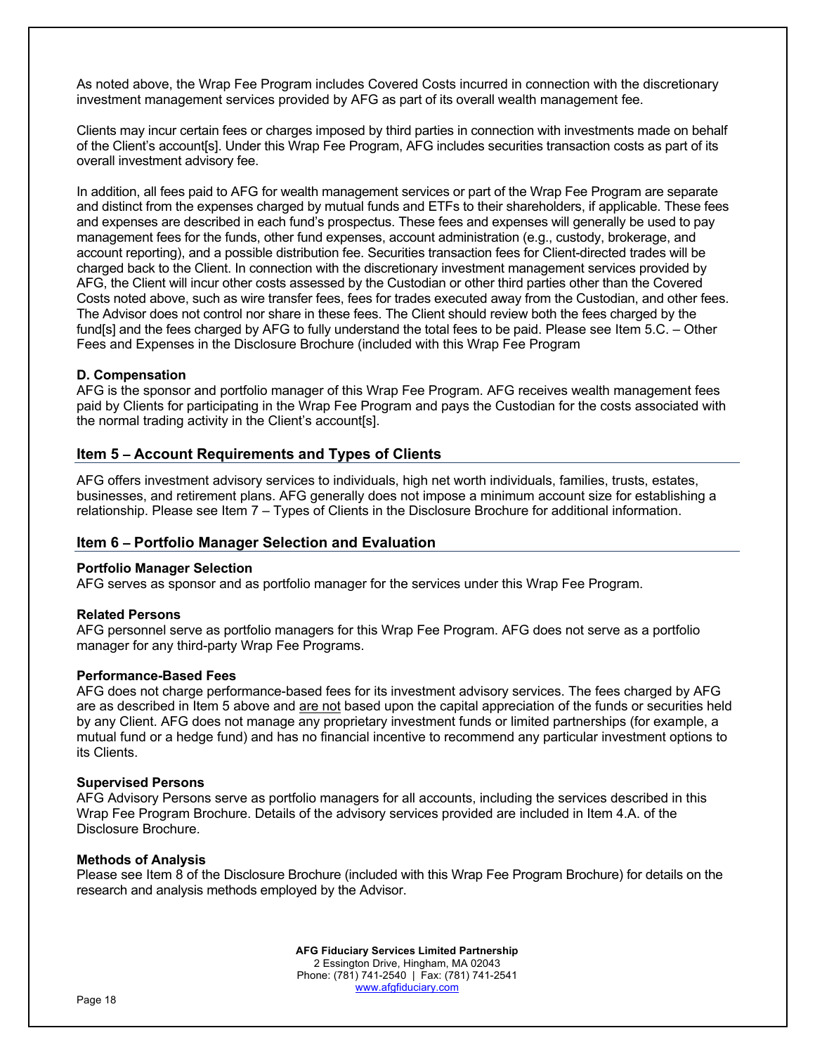As noted above, the Wrap Fee Program includes Covered Costs incurred in connection with the discretionary investment management services provided by AFG as part of its overall wealth management fee.

Clients may incur certain fees or charges imposed by third parties in connection with investments made on behalf of the Client's account[s]. Under this Wrap Fee Program, AFG includes securities transaction costs as part of its overall investment advisory fee.

In addition, all fees paid to AFG for wealth management services or part of the Wrap Fee Program are separate and distinct from the expenses charged by mutual funds and ETFs to their shareholders, if applicable. These fees and expenses are described in each fund's prospectus. These fees and expenses will generally be used to pay management fees for the funds, other fund expenses, account administration (e.g., custody, brokerage, and account reporting), and a possible distribution fee. Securities transaction fees for Client-directed trades will be charged back to the Client. In connection with the discretionary investment management services provided by AFG, the Client will incur other costs assessed by the Custodian or other third parties other than the Covered Costs noted above, such as wire transfer fees, fees for trades executed away from the Custodian, and other fees. The Advisor does not control nor share in these fees. The Client should review both the fees charged by the fund[s] and the fees charged by AFG to fully understand the total fees to be paid. Please see Item 5.C. – Other Fees and Expenses in the Disclosure Brochure (included with this Wrap Fee Program

### D. Compensation

AFG is the sponsor and portfolio manager of this Wrap Fee Program. AFG receives wealth management fees paid by Clients for participating in the Wrap Fee Program and pays the Custodian for the costs associated with the normal trading activity in the Client's account[s].

## Item 5 – Account Requirements and Types of Clients

AFG offers investment advisory services to individuals, high net worth individuals, families, trusts, estates, businesses, and retirement plans. AFG generally does not impose a minimum account size for establishing a relationship. Please see Item 7 – Types of Clients in the Disclosure Brochure for additional information.

## Item 6 – Portfolio Manager Selection and Evaluation

### Portfolio Manager Selection

AFG serves as sponsor and as portfolio manager for the services under this Wrap Fee Program.

### Related Persons

AFG personnel serve as portfolio managers for this Wrap Fee Program. AFG does not serve as a portfolio manager for any third-party Wrap Fee Programs.

### Performance-Based Fees

AFG does not charge performance-based fees for its investment advisory services. The fees charged by AFG are as described in Item 5 above and are not based upon the capital appreciation of the funds or securities held by any Client. AFG does not manage any proprietary investment funds or limited partnerships (for example, a mutual fund or a hedge fund) and has no financial incentive to recommend any particular investment options to its Clients.

### Supervised Persons

AFG Advisory Persons serve as portfolio managers for all accounts, including the services described in this Wrap Fee Program Brochure. Details of the advisory services provided are included in Item 4.A. of the Disclosure Brochure.

### Methods of Analysis

Please see Item 8 of the Disclosure Brochure (included with this Wrap Fee Program Brochure) for details on the research and analysis methods employed by the Advisor.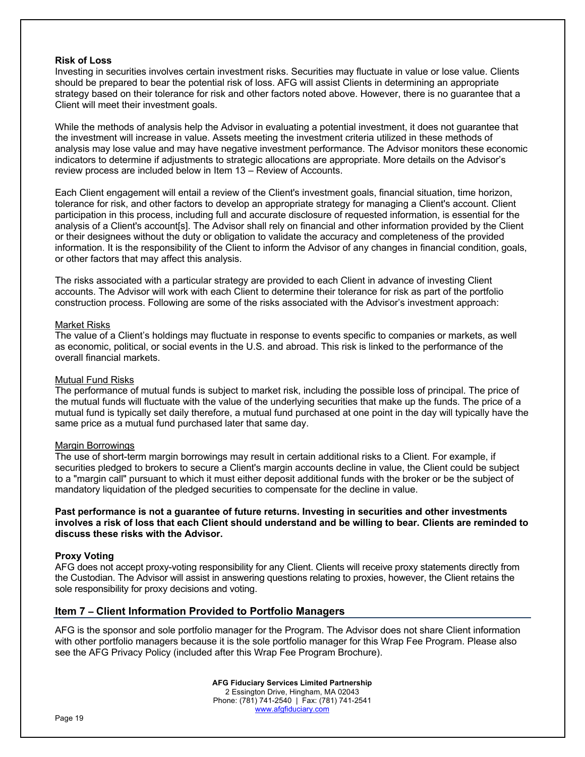### Risk of Loss

Investing in securities involves certain investment risks. Securities may fluctuate in value or lose value. Clients should be prepared to bear the potential risk of loss. AFG will assist Clients in determining an appropriate strategy based on their tolerance for risk and other factors noted above. However, there is no guarantee that a Client will meet their investment goals.

While the methods of analysis help the Advisor in evaluating a potential investment, it does not guarantee that the investment will increase in value. Assets meeting the investment criteria utilized in these methods of analysis may lose value and may have negative investment performance. The Advisor monitors these economic indicators to determine if adjustments to strategic allocations are appropriate. More details on the Advisor's review process are included below in Item 13 – Review of Accounts.

Each Client engagement will entail a review of the Client's investment goals, financial situation, time horizon, tolerance for risk, and other factors to develop an appropriate strategy for managing a Client's account. Client participation in this process, including full and accurate disclosure of requested information, is essential for the analysis of a Client's account[s]. The Advisor shall rely on financial and other information provided by the Client or their designees without the duty or obligation to validate the accuracy and completeness of the provided information. It is the responsibility of the Client to inform the Advisor of any changes in financial condition, goals, or other factors that may affect this analysis.

The risks associated with a particular strategy are provided to each Client in advance of investing Client accounts. The Advisor will work with each Client to determine their tolerance for risk as part of the portfolio construction process. Following are some of the risks associated with the Advisor's investment approach:

Market Risks

The value of a Client's holdings may fluctuate in response to events specific to companies or markets, as well as economic, political, or social events in the U.S. and abroad. This risk is linked to the performance of the overall financial markets.

Mutual Fund Risks

The performance of mutual funds is subject to market risk, including the possible loss of principal. The price of the mutual funds will fluctuate with the value of the underlying securities that make up the funds. The price of a mutual fund is typically set daily therefore, a mutual fund purchased at one point in the day will typically have the same price as a mutual fund purchased later that same day.

Margin Borrowings

The use of short-term margin borrowings may result in certain additional risks to a Client. For example, if securities pledged to brokers to secure a Client's margin accounts decline in value, the Client could be subject to a "margin call" pursuant to which it must either deposit additional funds with the broker or be the subject of mandatory liquidation of the pledged securities to compensate for the decline in value.

**Past performance is not a guarantee of future returns. Investing in securities and other investments involves a risk of loss that each Client should understand and be willing to bear. Clients are reminded to discuss these risks with the Advisor.**

### Proxy Voting

AFG does not accept proxy-voting responsibility for any Client. Clients will receive proxy statements directly from the Custodian. The Advisor will assist in answering questions relating to proxies, however, the Client retains the sole responsibility for proxy decisions and voting.

## Item 7 – Client Information Provided to Portfolio Managers

AFG is the sponsor and sole portfolio manager for the Program. The Advisor does not share Client information with other portfolio managers because it is the sole portfolio manager for this Wrap Fee Program. Please also see the AFG Privacy Policy (included after this Wrap Fee Program Brochure).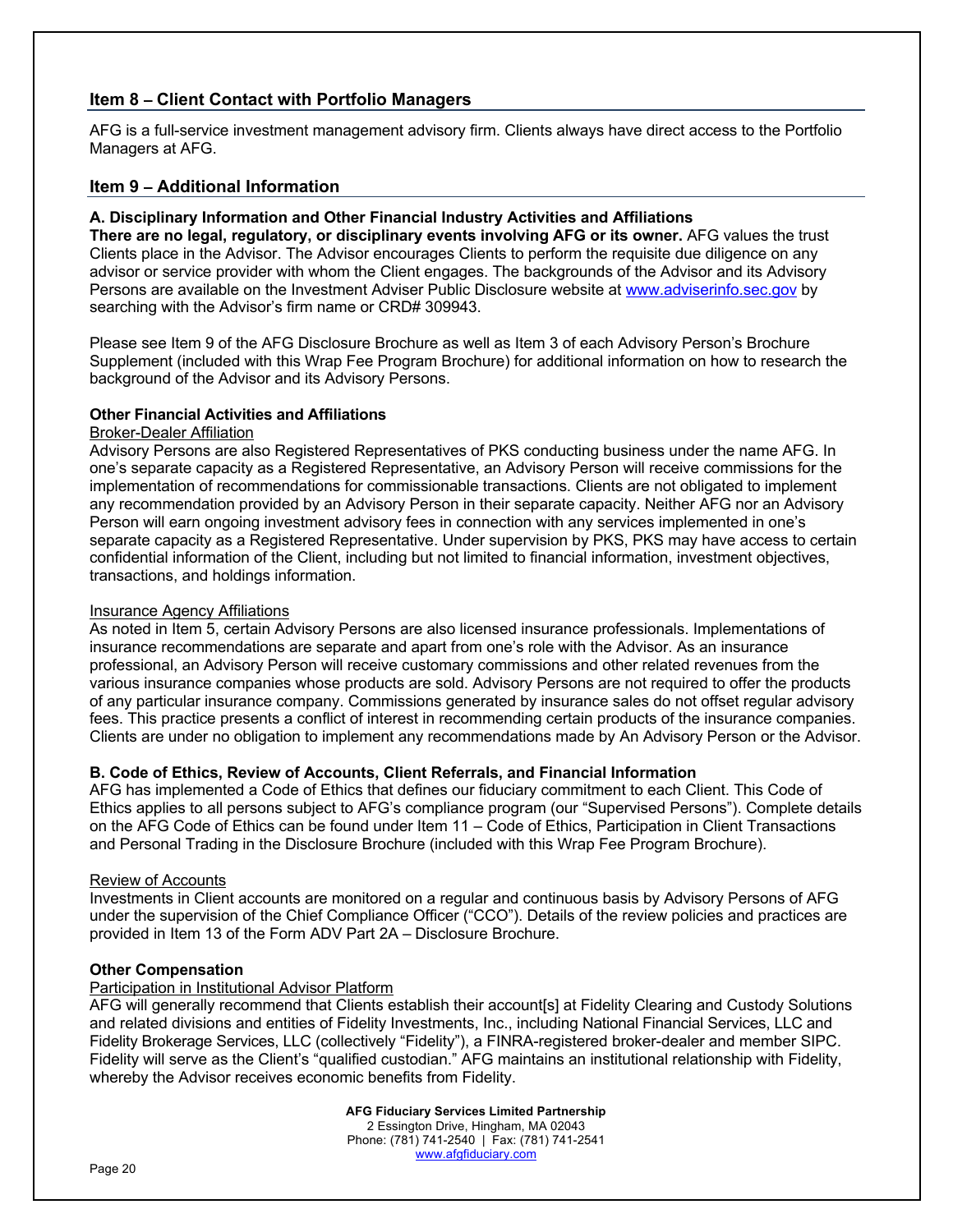## Item 8 – Client Contact with Portfolio Managers

AFG is a full-service investment management advisory firm. Clients always have direct access to the Portfolio Managers at AFG.

## Item 9 – Additional Information

### A. Disciplinary Information and Other Financial Industry Activities and Affiliations

**There are no legal, regulatory, or disciplinary events involving AFG or its owner.** AFG values the trust Clients place in the Advisor. The Advisor encourages Clients to perform the requisite due diligence on any advisor or service provider with whom the Client engages. The backgrounds of the Advisor and its Advisory Persons are available on the Investment Adviser Public Disclosure website at www.adviserinfo.sec.gov by searching with the Advisor's firm name or CRD# 309943.

Please see Item 9 of the AFG Disclosure Brochure as well as Item 3 of each Advisory Person's Brochure Supplement (included with this Wrap Fee Program Brochure) for additional information on how to research the background of the Advisor and its Advisory Persons.

**Other Financial Activities and Affiliations**

Broker-Dealer Affiliation

Advisory Persons are also Registered Representatives of PKS conducting business under the name AFG. In one's separate capacity as a Registered Representative, an Advisory Person will receive commissions for the implementation of recommendations for commissionable transactions. Clients are not obligated to implement any recommendation provided by an Advisory Person in their separate capacity. Neither AFG nor an Advisory Person will earn ongoing investment advisory fees in connection with any services implemented in one's separate capacity as a Registered Representative. Under supervision by PKS, PKS may have access to certain confidential information of the Client, including but not limited to financial information, investment objectives, transactions, and holdings information.

Insurance Agency Affiliations

As noted in Item 5, certain Advisory Persons are also licensed insurance professionals. Implementations of insurance recommendations are separate and apart from one's role with the Advisor. As an insurance professional, an Advisory Person will receive customary commissions and other related revenues from the various insurance companies whose products are sold. Advisory Persons are not required to offer the products of any particular insurance company. Commissions generated by insurance sales do not offset regular advisory fees. This practice presents a conflict of interest in recommending certain products of the insurance companies. Clients are under no obligation to implement any recommendations made by An Advisory Person or the Advisor.

### B. Code of Ethics, Review of Accounts, Client Referrals, and Financial Information

AFG has implemented a Code of Ethics that defines our fiduciary commitment to each Client. This Code of Ethics applies to all persons subject to AFG's compliance program (our "Supervised Persons"). Complete details on the AFG Code of Ethics can be found under Item 11 – Code of Ethics, Participation in Client Transactions and Personal Trading in the Disclosure Brochure (included with this Wrap Fee Program Brochure).

Review of Accounts

Investments in Client accounts are monitored on a regular and continuous basis by Advisory Persons of AFG under the supervision of the Chief Compliance Officer ("CCO"). Details of the review policies and practices are provided in Item 13 of the Form ADV Part 2A – Disclosure Brochure.

**Other Compensation**

Participation in Institutional Advisor Platform

AFG will generally recommend that Clients establish their account[s] at Fidelity Clearing and Custody Solutions and related divisions and entities of Fidelity Investments, Inc., including National Financial Services, LLC and Fidelity Brokerage Services, LLC (collectively "Fidelity"), a FINRA-registered broker-dealer and member SIPC. Fidelity will serve as the Client's "qualified custodian." AFG maintains an institutional relationship with Fidelity, whereby the Advisor receives economic benefits from Fidelity.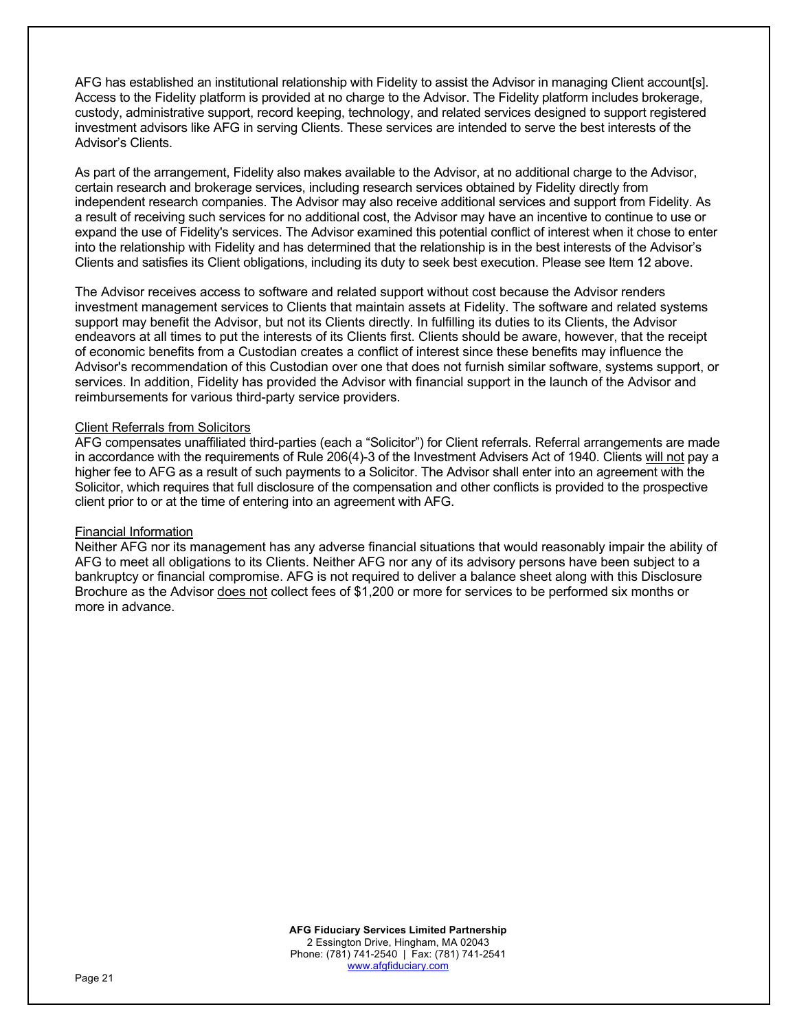AFG has established an institutional relationship with Fidelity to assist the Advisor in managing Client account[s]. Access to the Fidelity platform is provided at no charge to the Advisor. The Fidelity platform includes brokerage, custody, administrative support, record keeping, technology, and related services designed to support registered investment advisors like AFG in serving Clients. These services are intended to serve the best interests of the Advisor's Clients.

As part of the arrangement, Fidelity also makes available to the Advisor, at no additional charge to the Advisor, certain research and brokerage services, including research services obtained by Fidelity directly from independent research companies. The Advisor may also receive additional services and support from Fidelity. As a result of receiving such services for no additional cost, the Advisor may have an incentive to continue to use or expand the use of Fidelity's services. The Advisor examined this potential conflict of interest when it chose to enter into the relationship with Fidelity and has determined that the relationship is in the best interests of the Advisor's Clients and satisfies its Client obligations, including its duty to seek best execution. Please see Item 12 above.

The Advisor receives access to software and related support without cost because the Advisor renders investment management services to Clients that maintain assets at Fidelity. The software and related systems support may benefit the Advisor, but not its Clients directly. In fulfilling its duties to its Clients, the Advisor endeavors at all times to put the interests of its Clients first. Clients should be aware, however, that the receipt of economic benefits from a Custodian creates a conflict of interest since these benefits may influence the Advisor's recommendation of this Custodian over one that does not furnish similar software, systems support, or services. In addition, Fidelity has provided the Advisor with financial support in the launch of the Advisor and reimbursements for various third-party service providers.

<u>Client Referrals from Solicitors</u>

AFG compensates unaffiliated third-parties (each a "Solicitor") for Client referrals. Referral arrangements are made in accordance with the requirements of Rule 206(4)-3 of the Investment Advisers Act of 1940. Clients <u>will not</u> pay a higher fee to AFG as a result of such payments to a Solicitor. The Advisor shall enter into an agreement with the Solicitor, which requires that full disclosure of the compensation and other conflicts is provided to the prospective client prior to or at the time of entering into an agreement with AFG.

<u>Financial Information</u>

Neither AFG nor its management has any adverse financial situations that would reasonably impair the ability of AFG to meet all obligations to its Clients. Neither AFG nor any of its advisory persons have been subject to a bankruptcy or financial compromise. AFG is not required to deliver a balance sheet along with this Disclosure Brochure as the Advisor <u>does not</u> collect fees of $1,200 or more for services to be performed six months or more in advance.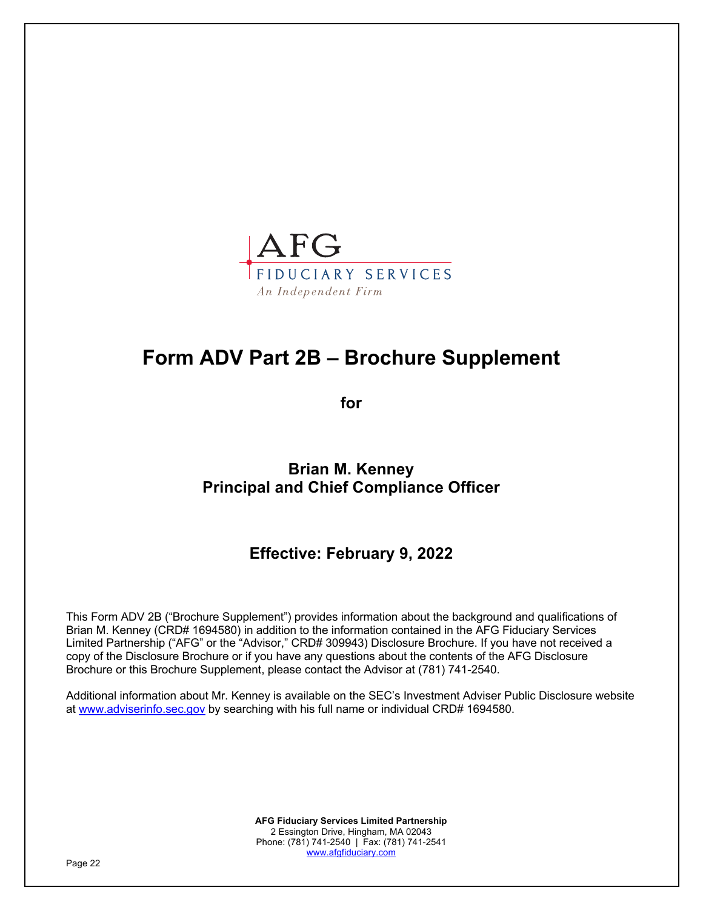AFG
FIDUCIARY SERVICES
*An Independent Firm*

# Form ADV Part 2B – Brochure Supplement

**for**

## Brian M. Kenney
## Principal and Chief Compliance Officer

### Effective: February 9, 2022

This Form ADV 2B ("Brochure Supplement") provides information about the background and qualifications of Brian M. Kenney (CRD# 1694580) in addition to the information contained in the AFG Fiduciary Services Limited Partnership ("AFG" or the "Advisor," CRD# 309943) Disclosure Brochure. If you have not received a copy of the Disclosure Brochure or if you have any questions about the contents of the AFG Disclosure Brochure or this Brochure Supplement, please contact the Advisor at (781) 741-2540.

Additional information about Mr. Kenney is available on the SEC's Investment Adviser Public Disclosure website at www.adviserinfo.sec.gov by searching with his full name or individual CRD# 1694580.

**AFG Fiduciary Services Limited Partnership**
2 Essington Drive, Hingham, MA 02043
Phone: (781) 741-2540 | Fax: (781) 741-2541
www.afgfiduciary.com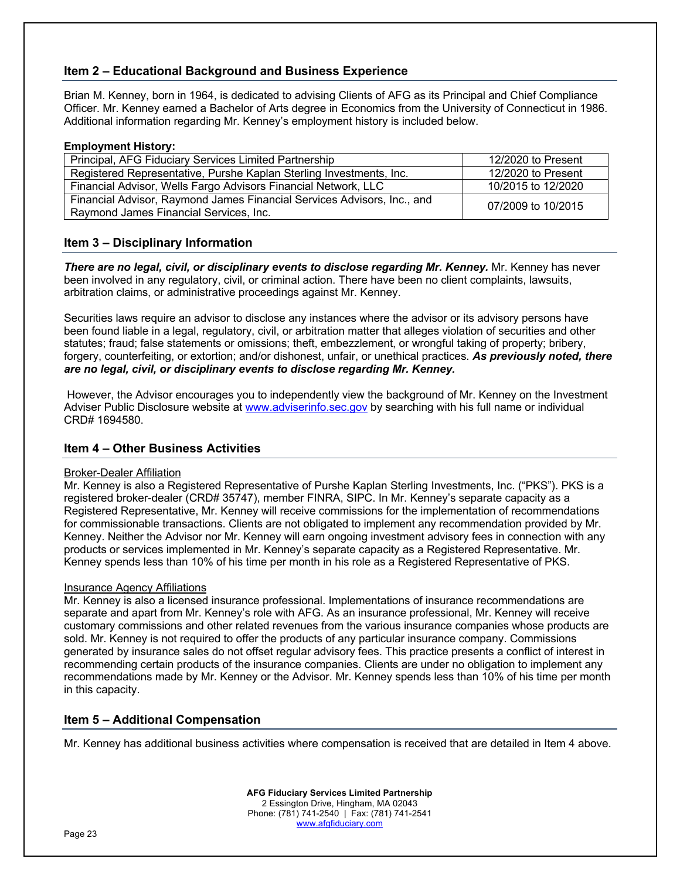## Item 2 – Educational Background and Business Experience

Brian M. Kenney, born in 1964, is dedicated to advising Clients of AFG as its Principal and Chief Compliance Officer. Mr. Kenney earned a Bachelor of Arts degree in Economics from the University of Connecticut in 1986. Additional information regarding Mr. Kenney's employment history is included below.

**Employment History:**

| Position | Dates |
|---|---|
| Principal, AFG Fiduciary Services Limited Partnership | 12/2020 to Present |
| Registered Representative, Purshe Kaplan Sterling Investments, Inc. | 12/2020 to Present |
| Financial Advisor, Wells Fargo Advisors Financial Network, LLC | 10/2015 to 12/2020 |
| Financial Advisor, Raymond James Financial Services Advisors, Inc., and Raymond James Financial Services, Inc. | 07/2009 to 10/2015 |

## Item 3 – Disciplinary Information

***There are no legal, civil, or disciplinary events to disclose regarding Mr. Kenney.*** Mr. Kenney has never been involved in any regulatory, civil, or criminal action. There have been no client complaints, lawsuits, arbitration claims, or administrative proceedings against Mr. Kenney.

Securities laws require an advisor to disclose any instances where the advisor or its advisory persons have been found liable in a legal, regulatory, civil, or arbitration matter that alleges violation of securities and other statutes; fraud; false statements or omissions; theft, embezzlement, or wrongful taking of property; bribery, forgery, counterfeiting, or extortion; and/or dishonest, unfair, or unethical practices. ***As previously noted, there are no legal, civil, or disciplinary events to disclose regarding Mr. Kenney.***

However, the Advisor encourages you to independently view the background of Mr. Kenney on the Investment Adviser Public Disclosure website at www.adviserinfo.sec.gov by searching with his full name or individual CRD# 1694580.

## Item 4 – Other Business Activities

Broker-Dealer Affiliation

Mr. Kenney is also a Registered Representative of Purshe Kaplan Sterling Investments, Inc. ("PKS"). PKS is a registered broker-dealer (CRD# 35747), member FINRA, SIPC. In Mr. Kenney's separate capacity as a Registered Representative, Mr. Kenney will receive commissions for the implementation of recommendations for commissionable transactions. Clients are not obligated to implement any recommendation provided by Mr. Kenney. Neither the Advisor nor Mr. Kenney will earn ongoing investment advisory fees in connection with any products or services implemented in Mr. Kenney's separate capacity as a Registered Representative. Mr. Kenney spends less than 10% of his time per month in his role as a Registered Representative of PKS.

Insurance Agency Affiliations

Mr. Kenney is also a licensed insurance professional. Implementations of insurance recommendations are separate and apart from Mr. Kenney's role with AFG. As an insurance professional, Mr. Kenney will receive customary commissions and other related revenues from the various insurance companies whose products are sold. Mr. Kenney is not required to offer the products of any particular insurance company. Commissions generated by insurance sales do not offset regular advisory fees. This practice presents a conflict of interest in recommending certain products of the insurance companies. Clients are under no obligation to implement any recommendations made by Mr. Kenney or the Advisor. Mr. Kenney spends less than 10% of his time per month in this capacity.

## Item 5 – Additional Compensation

Mr. Kenney has additional business activities where compensation is received that are detailed in Item 4 above.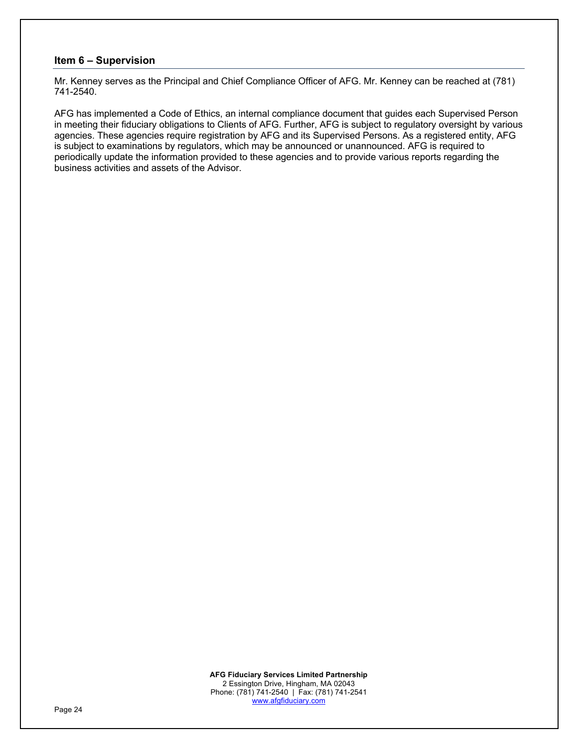## Item 6 – Supervision

Mr. Kenney serves as the Principal and Chief Compliance Officer of AFG. Mr. Kenney can be reached at (781) 741-2540.

AFG has implemented a Code of Ethics, an internal compliance document that guides each Supervised Person in meeting their fiduciary obligations to Clients of AFG. Further, AFG is subject to regulatory oversight by various agencies. These agencies require registration by AFG and its Supervised Persons. As a registered entity, AFG is subject to examinations by regulators, which may be announced or unannounced. AFG is required to periodically update the information provided to these agencies and to provide various reports regarding the business activities and assets of the Advisor.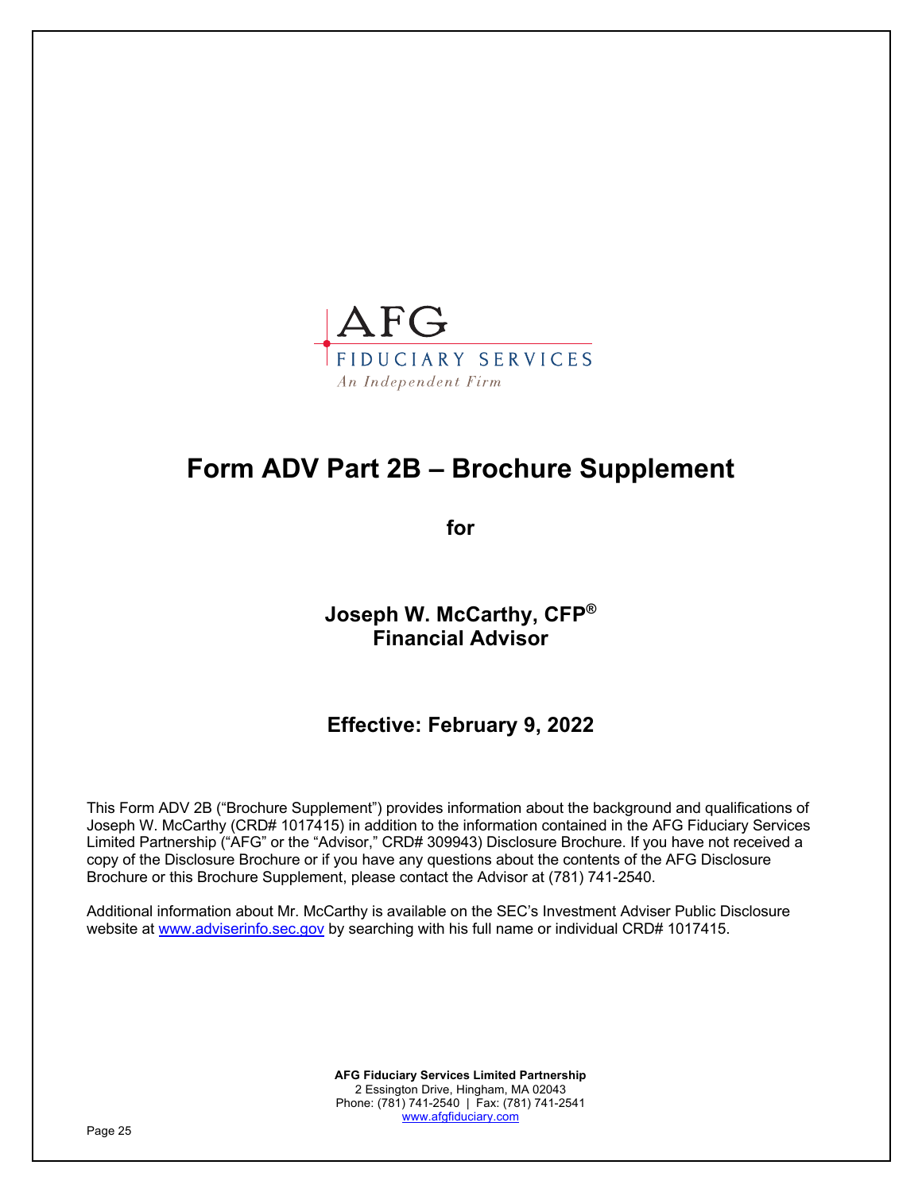AFG
FIDUCIARY SERVICES
*An Independent Firm*

# Form ADV Part 2B – Brochure Supplement

**for**

## Joseph W. McCarthy, CFP®
## Financial Advisor

## Effective: February 9, 2022

This Form ADV 2B ("Brochure Supplement") provides information about the background and qualifications of Joseph W. McCarthy (CRD# 1017415) in addition to the information contained in the AFG Fiduciary Services Limited Partnership ("AFG" or the "Advisor," CRD# 309943) Disclosure Brochure. If you have not received a copy of the Disclosure Brochure or if you have any questions about the contents of the AFG Disclosure Brochure or this Brochure Supplement, please contact the Advisor at (781) 741-2540.

Additional information about Mr. McCarthy is available on the SEC's Investment Adviser Public Disclosure website at www.adviserinfo.sec.gov by searching with his full name or individual CRD# 1017415.

**AFG Fiduciary Services Limited Partnership**
2 Essington Drive, Hingham, MA 02043
Phone: (781) 741-2540 | Fax: (781) 741-2541
www.afgfiduciary.com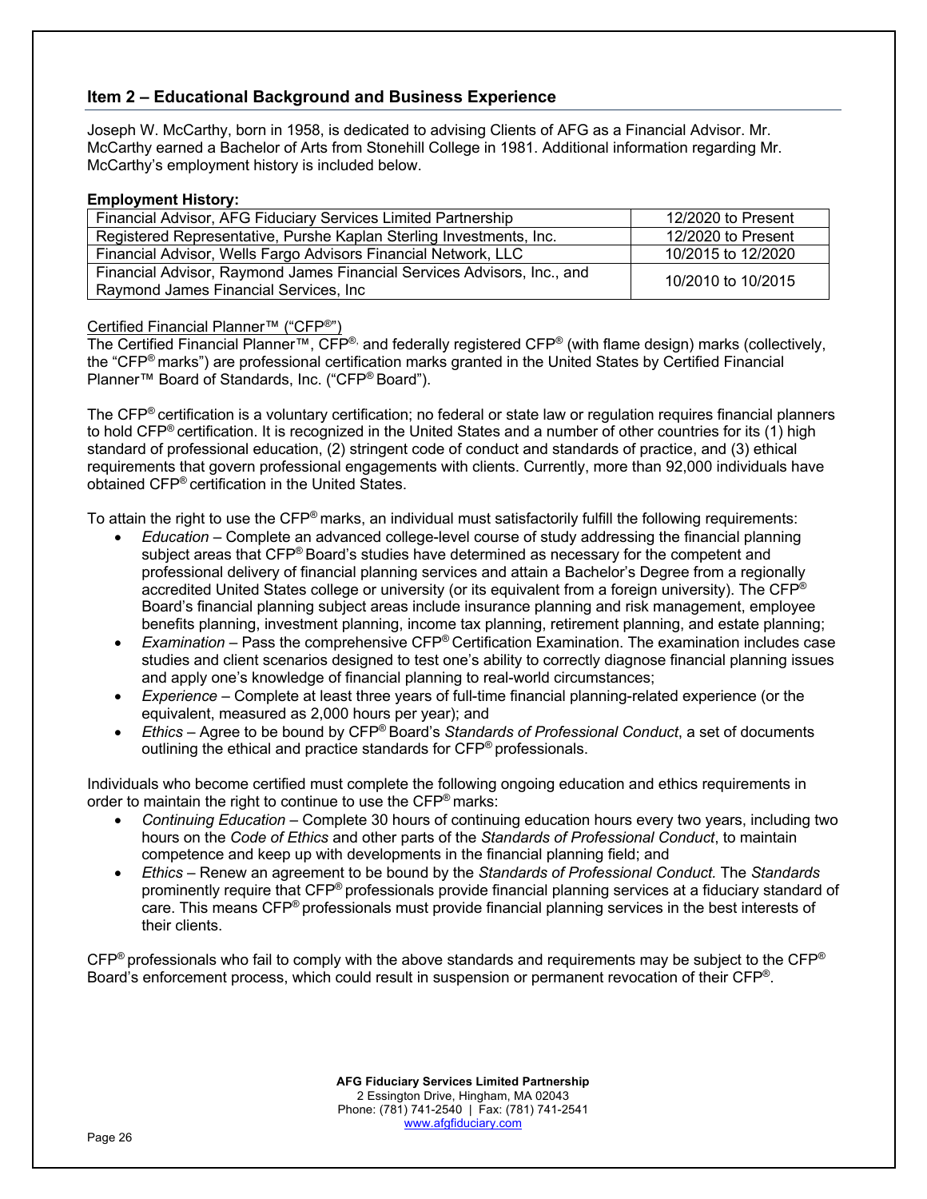## Item 2 – Educational Background and Business Experience

Joseph W. McCarthy, born in 1958, is dedicated to advising Clients of AFG as a Financial Advisor. Mr. McCarthy earned a Bachelor of Arts from Stonehill College in 1981. Additional information regarding Mr. McCarthy's employment history is included below.

**Employment History:**

| Position | Dates |
|---|---|
| Financial Advisor, AFG Fiduciary Services Limited Partnership | 12/2020 to Present |
| Registered Representative, Purshe Kaplan Sterling Investments, Inc. | 12/2020 to Present |
| Financial Advisor, Wells Fargo Advisors Financial Network, LLC | 10/2015 to 12/2020 |
| Financial Advisor, Raymond James Financial Services Advisors, Inc., and Raymond James Financial Services, Inc | 10/2010 to 10/2015 |

Certified Financial Planner™ ("CFP®")

The Certified Financial Planner™, CFP®, and federally registered CFP® (with flame design) marks (collectively, the "CFP® marks") are professional certification marks granted in the United States by Certified Financial Planner™ Board of Standards, Inc. ("CFP® Board").

The CFP® certification is a voluntary certification; no federal or state law or regulation requires financial planners to hold CFP® certification. It is recognized in the United States and a number of other countries for its (1) high standard of professional education, (2) stringent code of conduct and standards of practice, and (3) ethical requirements that govern professional engagements with clients. Currently, more than 92,000 individuals have obtained CFP® certification in the United States.

To attain the right to use the CFP® marks, an individual must satisfactorily fulfill the following requirements:

- *Education* – Complete an advanced college-level course of study addressing the financial planning subject areas that CFP® Board's studies have determined as necessary for the competent and professional delivery of financial planning services and attain a Bachelor's Degree from a regionally accredited United States college or university (or its equivalent from a foreign university). The CFP® Board's financial planning subject areas include insurance planning and risk management, employee benefits planning, investment planning, income tax planning, retirement planning, and estate planning;
- *Examination* – Pass the comprehensive CFP® Certification Examination. The examination includes case studies and client scenarios designed to test one's ability to correctly diagnose financial planning issues and apply one's knowledge of financial planning to real-world circumstances;
- *Experience* – Complete at least three years of full-time financial planning-related experience (or the equivalent, measured as 2,000 hours per year); and
- *Ethics* – Agree to be bound by CFP® Board's *Standards of Professional Conduct*, a set of documents outlining the ethical and practice standards for CFP® professionals.

Individuals who become certified must complete the following ongoing education and ethics requirements in order to maintain the right to continue to use the CFP® marks:

- *Continuing Education* – Complete 30 hours of continuing education hours every two years, including two hours on the *Code of Ethics* and other parts of the *Standards of Professional Conduct*, to maintain competence and keep up with developments in the financial planning field; and
- *Ethics* – Renew an agreement to be bound by the *Standards of Professional Conduct.* The *Standards* prominently require that CFP® professionals provide financial planning services at a fiduciary standard of care. This means CFP® professionals must provide financial planning services in the best interests of their clients.

CFP® professionals who fail to comply with the above standards and requirements may be subject to the CFP® Board's enforcement process, which could result in suspension or permanent revocation of their CFP®.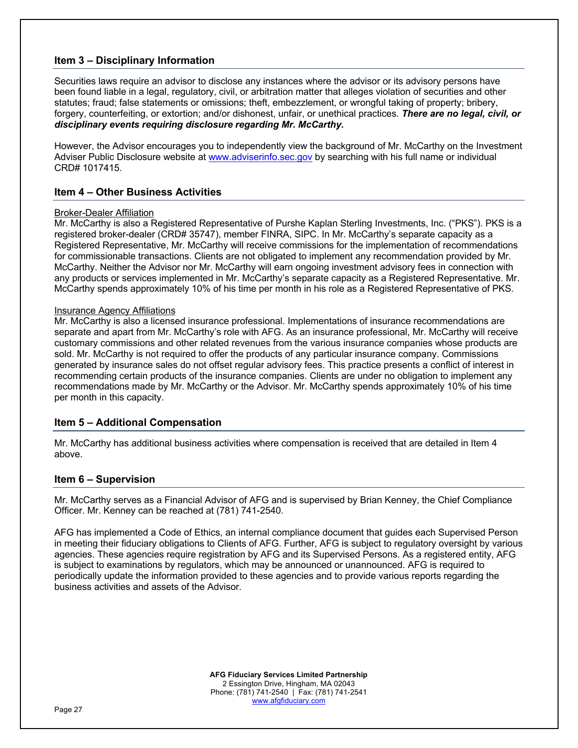## Item 3 – Disciplinary Information

Securities laws require an advisor to disclose any instances where the advisor or its advisory persons have been found liable in a legal, regulatory, civil, or arbitration matter that alleges violation of securities and other statutes; fraud; false statements or omissions; theft, embezzlement, or wrongful taking of property; bribery, forgery, counterfeiting, or extortion; and/or dishonest, unfair, or unethical practices. ***There are no legal, civil, or disciplinary events requiring disclosure regarding Mr. McCarthy.***

However, the Advisor encourages you to independently view the background of Mr. McCarthy on the Investment Adviser Public Disclosure website at [www.adviserinfo.sec.gov](http://www.adviserinfo.sec.gov) by searching with his full name or individual CRD# 1017415.

## Item 4 – Other Business Activities

Broker-Dealer Affiliation

Mr. McCarthy is also a Registered Representative of Purshe Kaplan Sterling Investments, Inc. ("PKS"). PKS is a registered broker-dealer (CRD# 35747), member FINRA, SIPC. In Mr. McCarthy's separate capacity as a Registered Representative, Mr. McCarthy will receive commissions for the implementation of recommendations for commissionable transactions. Clients are not obligated to implement any recommendation provided by Mr. McCarthy. Neither the Advisor nor Mr. McCarthy will earn ongoing investment advisory fees in connection with any products or services implemented in Mr. McCarthy's separate capacity as a Registered Representative. Mr. McCarthy spends approximately 10% of his time per month in his role as a Registered Representative of PKS.

Insurance Agency Affiliations

Mr. McCarthy is also a licensed insurance professional. Implementations of insurance recommendations are separate and apart from Mr. McCarthy's role with AFG. As an insurance professional, Mr. McCarthy will receive customary commissions and other related revenues from the various insurance companies whose products are sold. Mr. McCarthy is not required to offer the products of any particular insurance company. Commissions generated by insurance sales do not offset regular advisory fees. This practice presents a conflict of interest in recommending certain products of the insurance companies. Clients are under no obligation to implement any recommendations made by Mr. McCarthy or the Advisor. Mr. McCarthy spends approximately 10% of his time per month in this capacity.

## Item 5 – Additional Compensation

Mr. McCarthy has additional business activities where compensation is received that are detailed in Item 4 above.

## Item 6 – Supervision

Mr. McCarthy serves as a Financial Advisor of AFG and is supervised by Brian Kenney, the Chief Compliance Officer. Mr. Kenney can be reached at (781) 741-2540.

AFG has implemented a Code of Ethics, an internal compliance document that guides each Supervised Person in meeting their fiduciary obligations to Clients of AFG. Further, AFG is subject to regulatory oversight by various agencies. These agencies require registration by AFG and its Supervised Persons. As a registered entity, AFG is subject to examinations by regulators, which may be announced or unannounced. AFG is required to periodically update the information provided to these agencies and to provide various reports regarding the business activities and assets of the Advisor.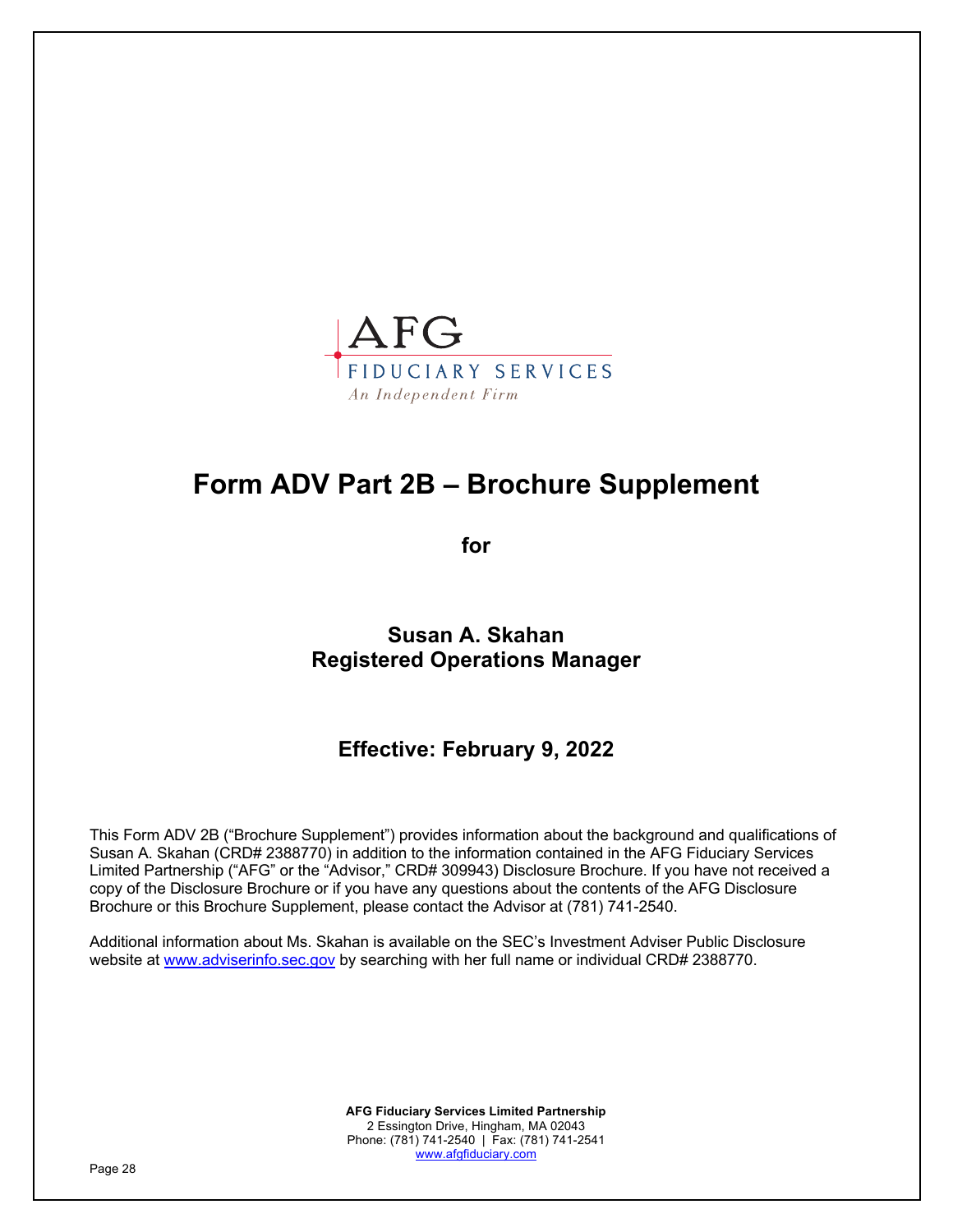AFG
FIDUCIARY SERVICES
*An Independent Firm*

# Form ADV Part 2B – Brochure Supplement

**for**

## Susan A. Skahan
## Registered Operations Manager

### Effective: February 9, 2022

This Form ADV 2B ("Brochure Supplement") provides information about the background and qualifications of Susan A. Skahan (CRD# 2388770) in addition to the information contained in the AFG Fiduciary Services Limited Partnership ("AFG" or the "Advisor," CRD# 309943) Disclosure Brochure. If you have not received a copy of the Disclosure Brochure or if you have any questions about the contents of the AFG Disclosure Brochure or this Brochure Supplement, please contact the Advisor at (781) 741-2540.

Additional information about Ms. Skahan is available on the SEC's Investment Adviser Public Disclosure website at [www.adviserinfo.sec.gov](http://www.adviserinfo.sec.gov) by searching with her full name or individual CRD# 2388770.

**AFG Fiduciary Services Limited Partnership**
2 Essington Drive, Hingham, MA 02043
Phone: (781) 741-2540 | Fax: (781) 741-2541
[www.afgfiduciary.com](http://www.afgfiduciary.com)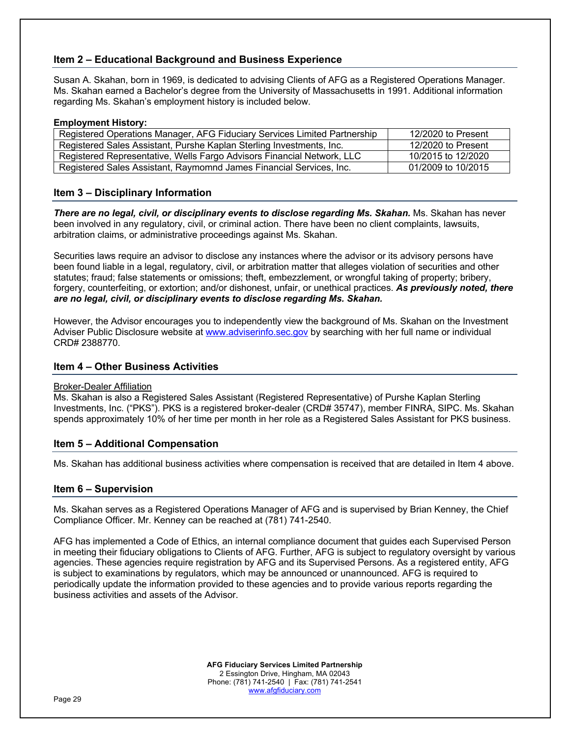## Item 2 – Educational Background and Business Experience

Susan A. Skahan, born in 1969, is dedicated to advising Clients of AFG as a Registered Operations Manager. Ms. Skahan earned a Bachelor's degree from the University of Massachusetts in 1991. Additional information regarding Ms. Skahan's employment history is included below.

**Employment History:**

| | |
|---|---|
| Registered Operations Manager, AFG Fiduciary Services Limited Partnership | 12/2020 to Present |
| Registered Sales Assistant, Purshe Kaplan Sterling Investments, Inc. | 12/2020 to Present |
| Registered Representative, Wells Fargo Advisors Financial Network, LLC | 10/2015 to 12/2020 |
| Registered Sales Assistant, Raymomnd James Financial Services, Inc. | 01/2009 to 10/2015 |

## Item 3 – Disciplinary Information

***There are no legal, civil, or disciplinary events to disclose regarding Ms. Skahan.*** Ms. Skahan has never been involved in any regulatory, civil, or criminal action. There have been no client complaints, lawsuits, arbitration claims, or administrative proceedings against Ms. Skahan.

Securities laws require an advisor to disclose any instances where the advisor or its advisory persons have been found liable in a legal, regulatory, civil, or arbitration matter that alleges violation of securities and other statutes; fraud; false statements or omissions; theft, embezzlement, or wrongful taking of property; bribery, forgery, counterfeiting, or extortion; and/or dishonest, unfair, or unethical practices. ***As previously noted, there are no legal, civil, or disciplinary events to disclose regarding Ms. Skahan.***

However, the Advisor encourages you to independently view the background of Ms. Skahan on the Investment Adviser Public Disclosure website at www.adviserinfo.sec.gov by searching with her full name or individual CRD# 2388770.

## Item 4 – Other Business Activities

Broker-Dealer Affiliation

Ms. Skahan is also a Registered Sales Assistant (Registered Representative) of Purshe Kaplan Sterling Investments, Inc. ("PKS"). PKS is a registered broker-dealer (CRD# 35747), member FINRA, SIPC. Ms. Skahan spends approximately 10% of her time per month in her role as a Registered Sales Assistant for PKS business.

## Item 5 – Additional Compensation

Ms. Skahan has additional business activities where compensation is received that are detailed in Item 4 above.

## Item 6 – Supervision

Ms. Skahan serves as a Registered Operations Manager of AFG and is supervised by Brian Kenney, the Chief Compliance Officer. Mr. Kenney can be reached at (781) 741-2540.

AFG has implemented a Code of Ethics, an internal compliance document that guides each Supervised Person in meeting their fiduciary obligations to Clients of AFG. Further, AFG is subject to regulatory oversight by various agencies. These agencies require registration by AFG and its Supervised Persons. As a registered entity, AFG is subject to examinations by regulators, which may be announced or unannounced. AFG is required to periodically update the information provided to these agencies and to provide various reports regarding the business activities and assets of the Advisor.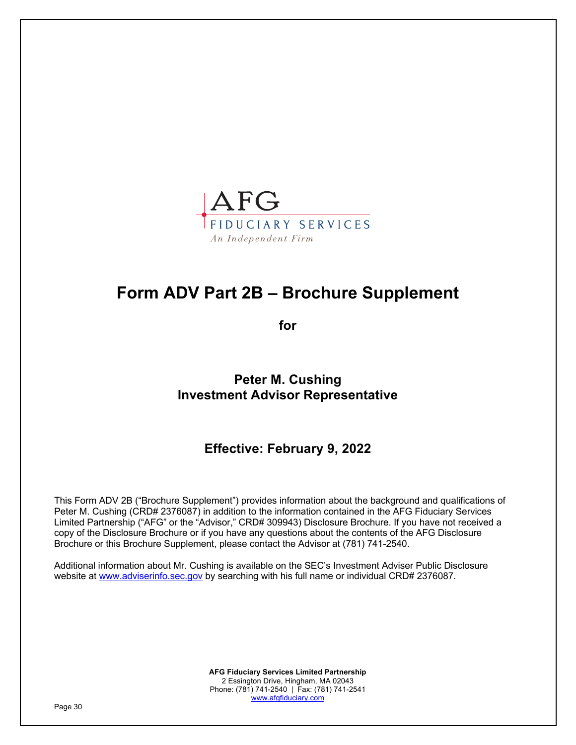AFG
FIDUCIARY SERVICES
*An Independent Firm*

# Form ADV Part 2B – Brochure Supplement

**for**

## Peter M. Cushing
## Investment Advisor Representative

### Effective: February 9, 2022

This Form ADV 2B ("Brochure Supplement") provides information about the background and qualifications of Peter M. Cushing (CRD# 2376087) in addition to the information contained in the AFG Fiduciary Services Limited Partnership ("AFG" or the "Advisor," CRD# 309943) Disclosure Brochure. If you have not received a copy of the Disclosure Brochure or if you have any questions about the contents of the AFG Disclosure Brochure or this Brochure Supplement, please contact the Advisor at (781) 741-2540.

Additional information about Mr. Cushing is available on the SEC's Investment Adviser Public Disclosure website at www.adviserinfo.sec.gov by searching with his full name or individual CRD# 2376087.

**AFG Fiduciary Services Limited Partnership**
2 Essington Drive, Hingham, MA 02043
Phone: (781) 741-2540 | Fax: (781) 741-2541
www.afgfiduciary.com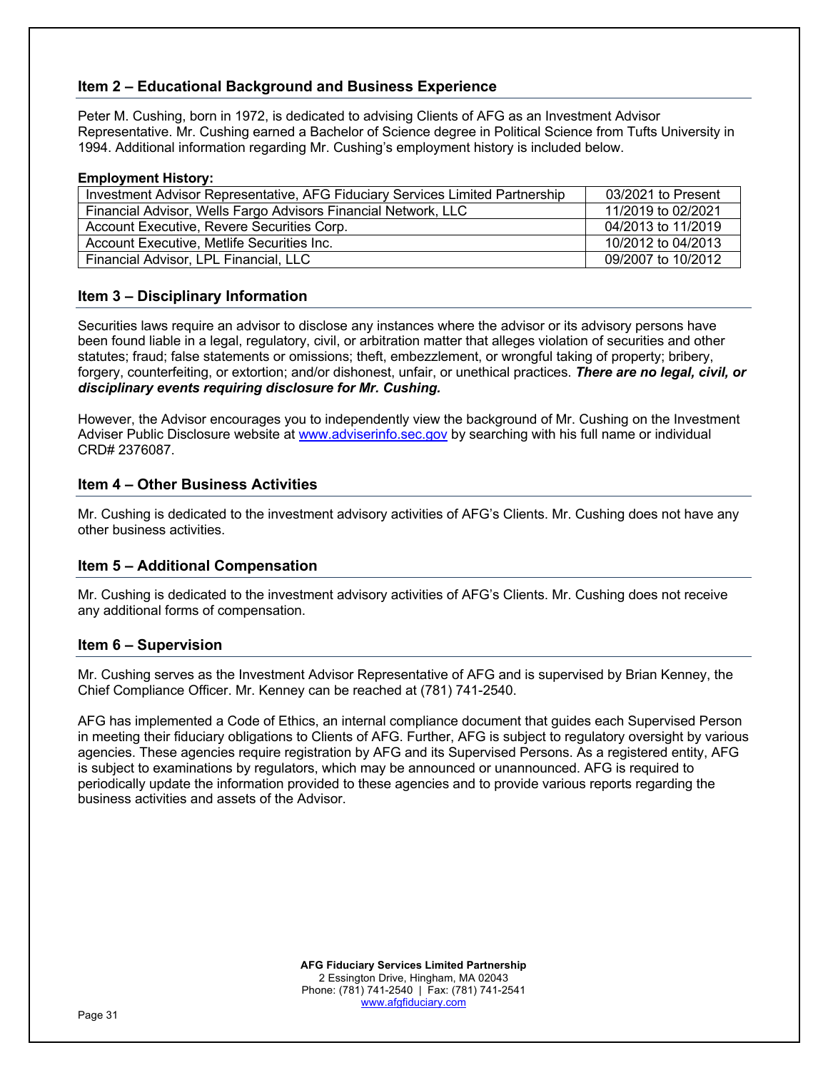## Item 2 – Educational Background and Business Experience

Peter M. Cushing, born in 1972, is dedicated to advising Clients of AFG as an Investment Advisor Representative. Mr. Cushing earned a Bachelor of Science degree in Political Science from Tufts University in 1994. Additional information regarding Mr. Cushing's employment history is included below.

**Employment History:**

| Position | Dates |
|---|---|
| Investment Advisor Representative, AFG Fiduciary Services Limited Partnership | 03/2021 to Present |
| Financial Advisor, Wells Fargo Advisors Financial Network, LLC | 11/2019 to 02/2021 |
| Account Executive, Revere Securities Corp. | 04/2013 to 11/2019 |
| Account Executive, Metlife Securities Inc. | 10/2012 to 04/2013 |
| Financial Advisor, LPL Financial, LLC | 09/2007 to 10/2012 |

## Item 3 – Disciplinary Information

Securities laws require an advisor to disclose any instances where the advisor or its advisory persons have been found liable in a legal, regulatory, civil, or arbitration matter that alleges violation of securities and other statutes; fraud; false statements or omissions; theft, embezzlement, or wrongful taking of property; bribery, forgery, counterfeiting, or extortion; and/or dishonest, unfair, or unethical practices. ***There are no legal, civil, or disciplinary events requiring disclosure for Mr. Cushing.***

However, the Advisor encourages you to independently view the background of Mr. Cushing on the Investment Adviser Public Disclosure website at www.adviserinfo.sec.gov by searching with his full name or individual CRD# 2376087.

## Item 4 – Other Business Activities

Mr. Cushing is dedicated to the investment advisory activities of AFG's Clients. Mr. Cushing does not have any other business activities.

## Item 5 – Additional Compensation

Mr. Cushing is dedicated to the investment advisory activities of AFG's Clients. Mr. Cushing does not receive any additional forms of compensation.

## Item 6 – Supervision

Mr. Cushing serves as the Investment Advisor Representative of AFG and is supervised by Brian Kenney, the Chief Compliance Officer. Mr. Kenney can be reached at (781) 741-2540.

AFG has implemented a Code of Ethics, an internal compliance document that guides each Supervised Person in meeting their fiduciary obligations to Clients of AFG. Further, AFG is subject to regulatory oversight by various agencies. These agencies require registration by AFG and its Supervised Persons. As a registered entity, AFG is subject to examinations by regulators, which may be announced or unannounced. AFG is required to periodically update the information provided to these agencies and to provide various reports regarding the business activities and assets of the Advisor.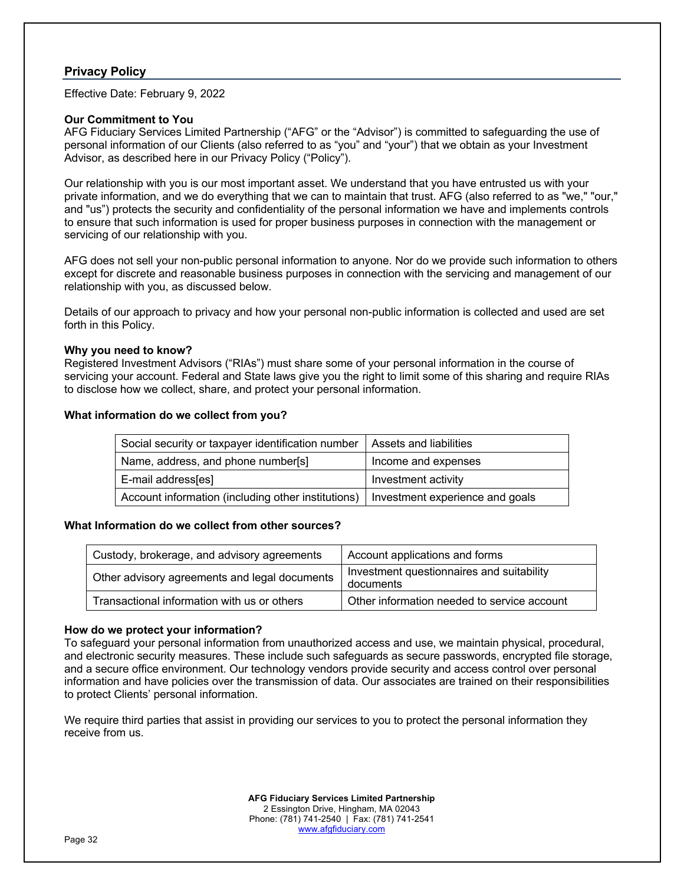## Privacy Policy

Effective Date: February 9, 2022

**Our Commitment to You**

AFG Fiduciary Services Limited Partnership ("AFG" or the "Advisor") is committed to safeguarding the use of personal information of our Clients (also referred to as "you" and "your") that we obtain as your Investment Advisor, as described here in our Privacy Policy ("Policy").

Our relationship with you is our most important asset. We understand that you have entrusted us with your private information, and we do everything that we can to maintain that trust. AFG (also referred to as "we," "our," and "us") protects the security and confidentiality of the personal information we have and implements controls to ensure that such information is used for proper business purposes in connection with the management or servicing of our relationship with you.

AFG does not sell your non-public personal information to anyone. Nor do we provide such information to others except for discrete and reasonable business purposes in connection with the servicing and management of our relationship with you, as discussed below.

Details of our approach to privacy and how your personal non-public information is collected and used are set forth in this Policy.

**Why you need to know?**

Registered Investment Advisors ("RIAs") must share some of your personal information in the course of servicing your account. Federal and State laws give you the right to limit some of this sharing and require RIAs to disclose how we collect, share, and protect your personal information.

**What information do we collect from you?**

| Social security or taxpayer identification number | Assets and liabilities |
|---|---|
| Name, address, and phone number[s] | Income and expenses |
| E-mail address[es] | Investment activity |
| Account information (including other institutions) | Investment experience and goals |

**What Information do we collect from other sources?**

| Custody, brokerage, and advisory agreements | Account applications and forms |
|---|---|
| Other advisory agreements and legal documents | Investment questionnaires and suitability documents |
| Transactional information with us or others | Other information needed to service account |

**How do we protect your information?**

To safeguard your personal information from unauthorized access and use, we maintain physical, procedural, and electronic security measures. These include such safeguards as secure passwords, encrypted file storage, and a secure office environment. Our technology vendors provide security and access control over personal information and have policies over the transmission of data. Our associates are trained on their responsibilities to protect Clients' personal information.

We require third parties that assist in providing our services to you to protect the personal information they receive from us.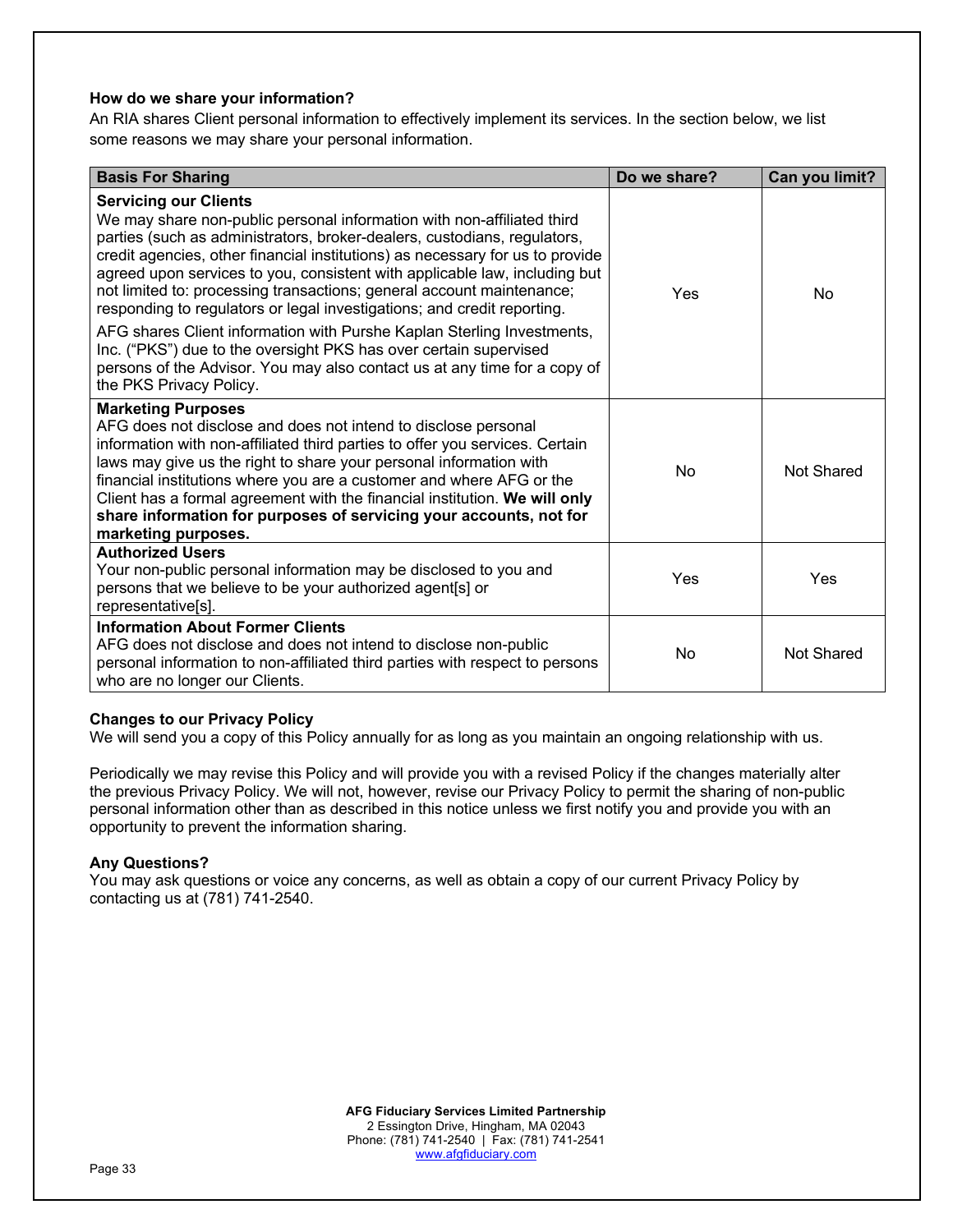**How do we share your information?**

An RIA shares Client personal information to effectively implement its services. In the section below, we list some reasons we may share your personal information.

| Basis For Sharing | Do we share? | Can you limit? |
|---|---|---|
| **Servicing our Clients**<br>We may share non-public personal information with non-affiliated third parties (such as administrators, broker-dealers, custodians, regulators, credit agencies, other financial institutions) as necessary for us to provide agreed upon services to you, consistent with applicable law, including but not limited to: processing transactions; general account maintenance; responding to regulators or legal investigations; and credit reporting.<br>AFG shares Client information with Purshe Kaplan Sterling Investments, Inc. ("PKS") due to the oversight PKS has over certain supervised persons of the Advisor. You may also contact us at any time for a copy of the PKS Privacy Policy. | Yes | No |
| **Marketing Purposes**<br>AFG does not disclose and does not intend to disclose personal information with non-affiliated third parties to offer you services. Certain laws may give us the right to share your personal information with financial institutions where you are a customer and where AFG or the Client has a formal agreement with the financial institution. **We will only share information for purposes of servicing your accounts, not for marketing purposes.** | No | Not Shared |
| **Authorized Users**<br>Your non-public personal information may be disclosed to you and persons that we believe to be your authorized agent[s] or representative[s]. | Yes | Yes |
| **Information About Former Clients**<br>AFG does not disclose and does not intend to disclose non-public personal information to non-affiliated third parties with respect to persons who are no longer our Clients. | No | Not Shared |

**Changes to our Privacy Policy**

We will send you a copy of this Policy annually for as long as you maintain an ongoing relationship with us.

Periodically we may revise this Policy and will provide you with a revised Policy if the changes materially alter the previous Privacy Policy. We will not, however, revise our Privacy Policy to permit the sharing of non-public personal information other than as described in this notice unless we first notify you and provide you with an opportunity to prevent the information sharing.

**Any Questions?**

You may ask questions or voice any concerns, as well as obtain a copy of our current Privacy Policy by contacting us at (781) 741-2540.